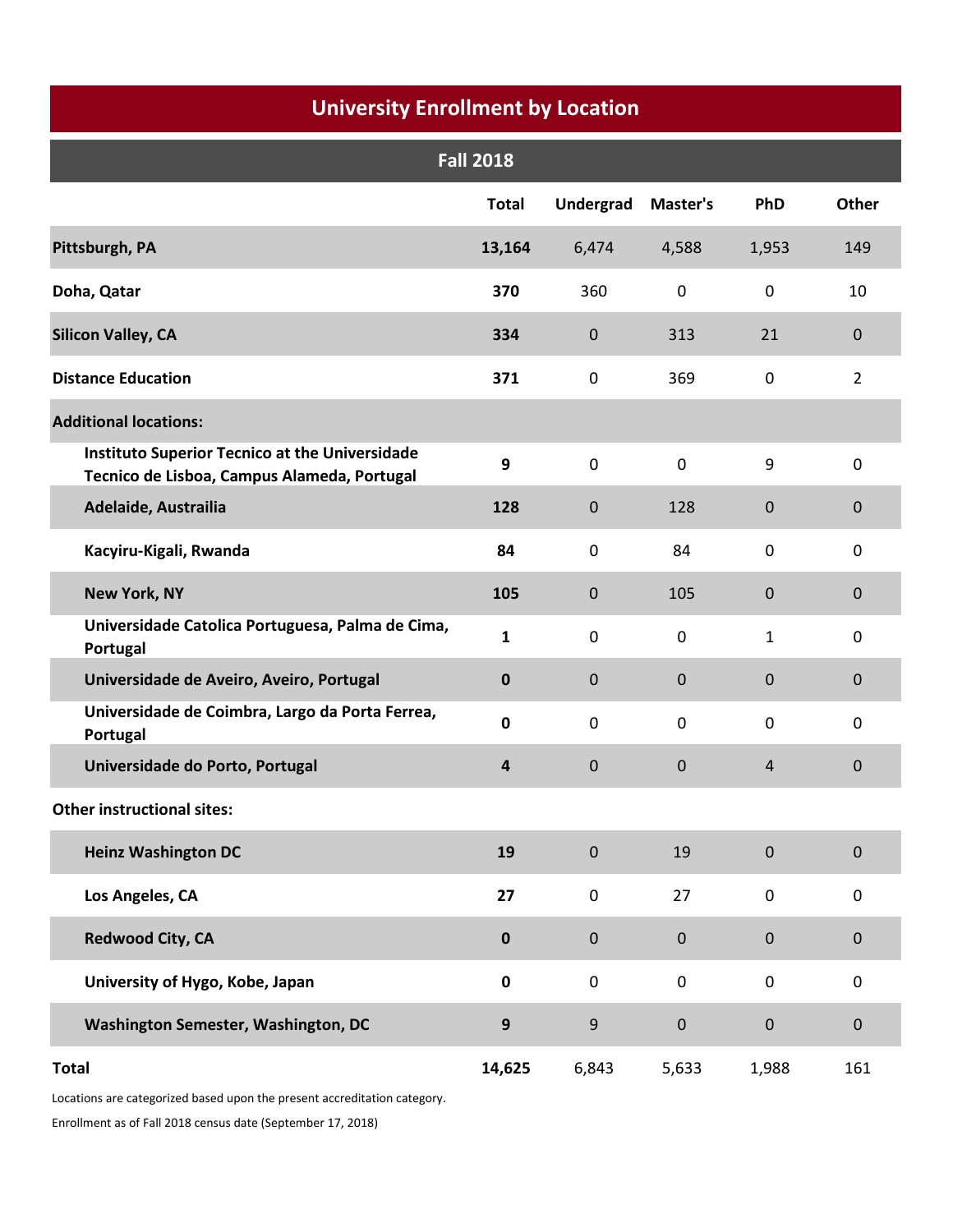# University Enrollment by Location

## Fall 2018

| | Total | Undergrad | Master's | PhD | Other |
|---|---|---|---|---|---|
| **Pittsburgh, PA** | **13,164** | 6,474 | 4,588 | 1,953 | 149 |
| **Doha, Qatar** | **370** | 360 | 0 | 0 | 10 |
| **Silicon Valley, CA** | **334** | 0 | 313 | 21 | 0 |
| **Distance Education** | **371** | 0 | 369 | 0 | 2 |
| **Additional locations:** | | | | | |
| **Instituto Superior Tecnico at the Universidade Tecnico de Lisboa, Campus Alameda, Portugal** | **9** | 0 | 0 | 9 | 0 |
| **Adelaide, Austrailia** | **128** | 0 | 128 | 0 | 0 |
| **Kacyiru-Kigali, Rwanda** | **84** | 0 | 84 | 0 | 0 |
| **New York, NY** | **105** | 0 | 105 | 0 | 0 |
| **Universidade Catolica Portuguesa, Palma de Cima, Portugal** | **1** | 0 | 0 | 1 | 0 |
| **Universidade de Aveiro, Aveiro, Portugal** | **0** | 0 | 0 | 0 | 0 |
| **Universidade de Coimbra, Largo da Porta Ferrea, Portugal** | **0** | 0 | 0 | 0 | 0 |
| **Universidade do Porto, Portugal** | **4** | 0 | 0 | 4 | 0 |
| **Other instructional sites:** | | | | | |
| **Heinz Washington DC** | **19** | 0 | 19 | 0 | 0 |
| **Los Angeles, CA** | **27** | 0 | 27 | 0 | 0 |
| **Redwood City, CA** | **0** | 0 | 0 | 0 | 0 |
| **University of Hygo, Kobe, Japan** | **0** | 0 | 0 | 0 | 0 |
| **Washington Semester, Washington, DC** | **9** | 9 | 0 | 0 | 0 |
| **Total** | **14,625** | 6,843 | 5,633 | 1,988 | 161 |

Locations are categorized based upon the present accreditation category.

Enrollment as of Fall 2018 census date (September 17, 2018)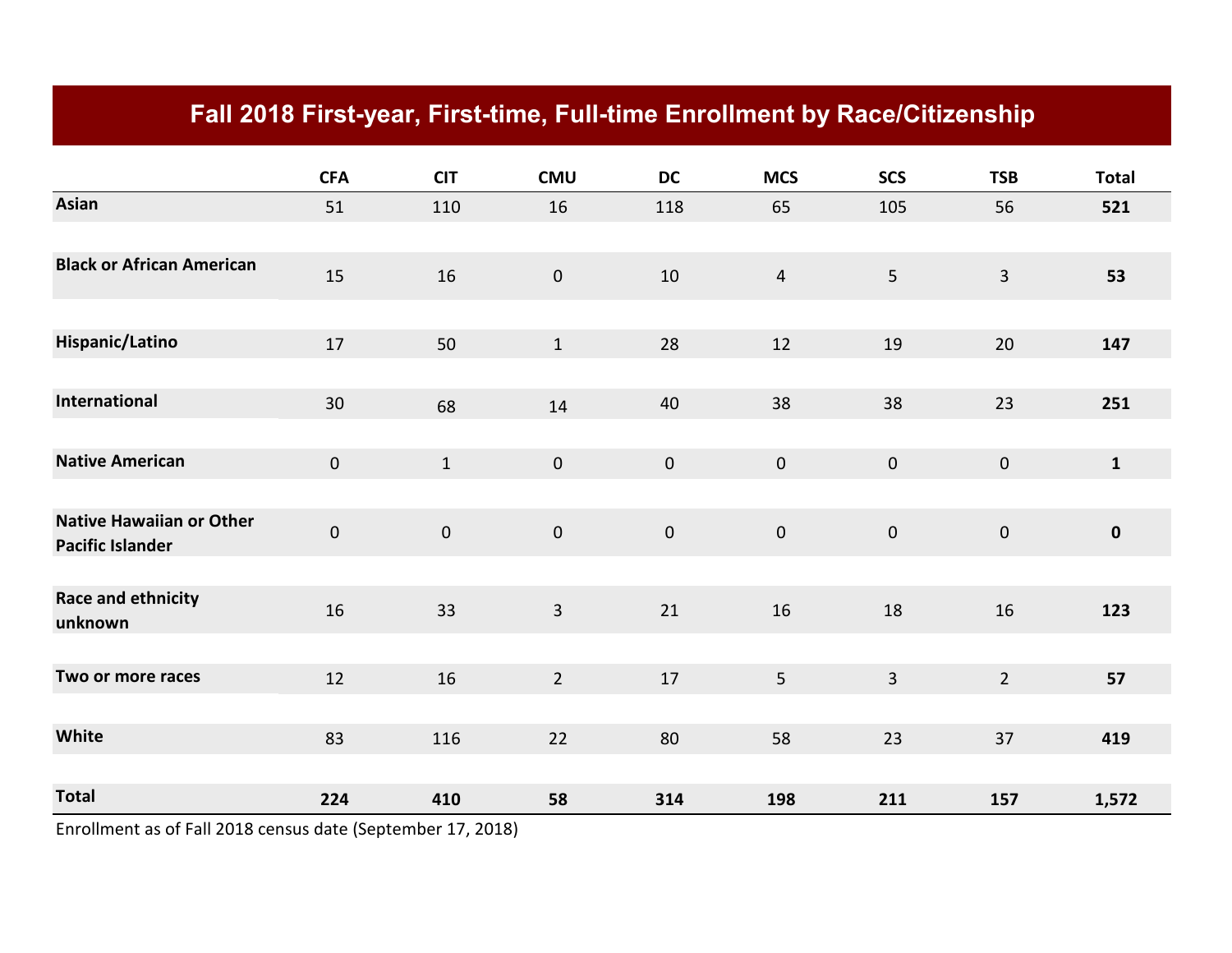# Fall 2018 First-year, First-time, Full-time Enrollment by Race/Citizenship

| | CFA | CIT | CMU | DC | MCS | SCS | TSB | Total |
|---|---|---|---|---|---|---|---|---|
| **Asian** | 51 | 110 | 16 | 118 | 65 | 105 | 56 | **521** |
| **Black or African American** | 15 | 16 | 0 | 10 | 4 | 5 | 3 | **53** |
| **Hispanic/Latino** | 17 | 50 | 1 | 28 | 12 | 19 | 20 | **147** |
| **International** | 30 | 68 | 14 | 40 | 38 | 38 | 23 | **251** |
| **Native American** | 0 | 1 | 0 | 0 | 0 | 0 | 0 | **1** |
| **Native Hawaiian or Other Pacific Islander** | 0 | 0 | 0 | 0 | 0 | 0 | 0 | **0** |
| **Race and ethnicity unknown** | 16 | 33 | 3 | 21 | 16 | 18 | 16 | **123** |
| **Two or more races** | 12 | 16 | 2 | 17 | 5 | 3 | 2 | **57** |
| **White** | 83 | 116 | 22 | 80 | 58 | 23 | 37 | **419** |
| **Total** | **224** | **410** | **58** | **314** | **198** | **211** | **157** | **1,572** |

Enrollment as of Fall 2018 census date (September 17, 2018)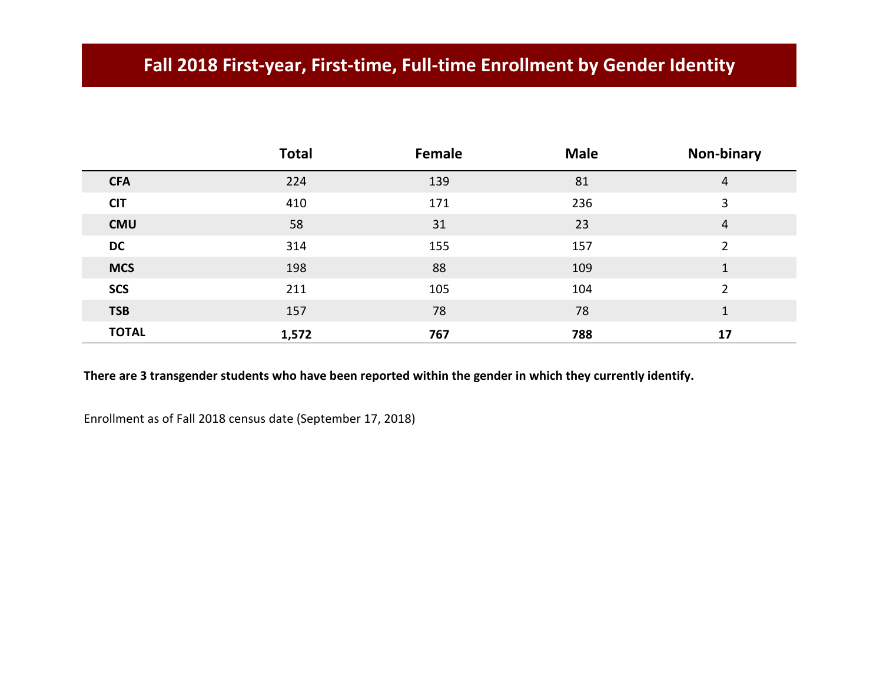# Fall 2018 First-year, First-time, Full-time Enrollment by Gender Identity

| | Total | Female | Male | Non-binary |
|---|---|---|---|---|
| **CFA** | 224 | 139 | 81 | 4 |
| **CIT** | 410 | 171 | 236 | 3 |
| **CMU** | 58 | 31 | 23 | 4 |
| **DC** | 314 | 155 | 157 | 2 |
| **MCS** | 198 | 88 | 109 | 1 |
| **SCS** | 211 | 105 | 104 | 2 |
| **TSB** | 157 | 78 | 78 | 1 |
| **TOTAL** | **1,572** | **767** | **788** | **17** |

**There are 3 transgender students who have been reported within the gender in which they currently identify.**

Enrollment as of Fall 2018 census date (September 17, 2018)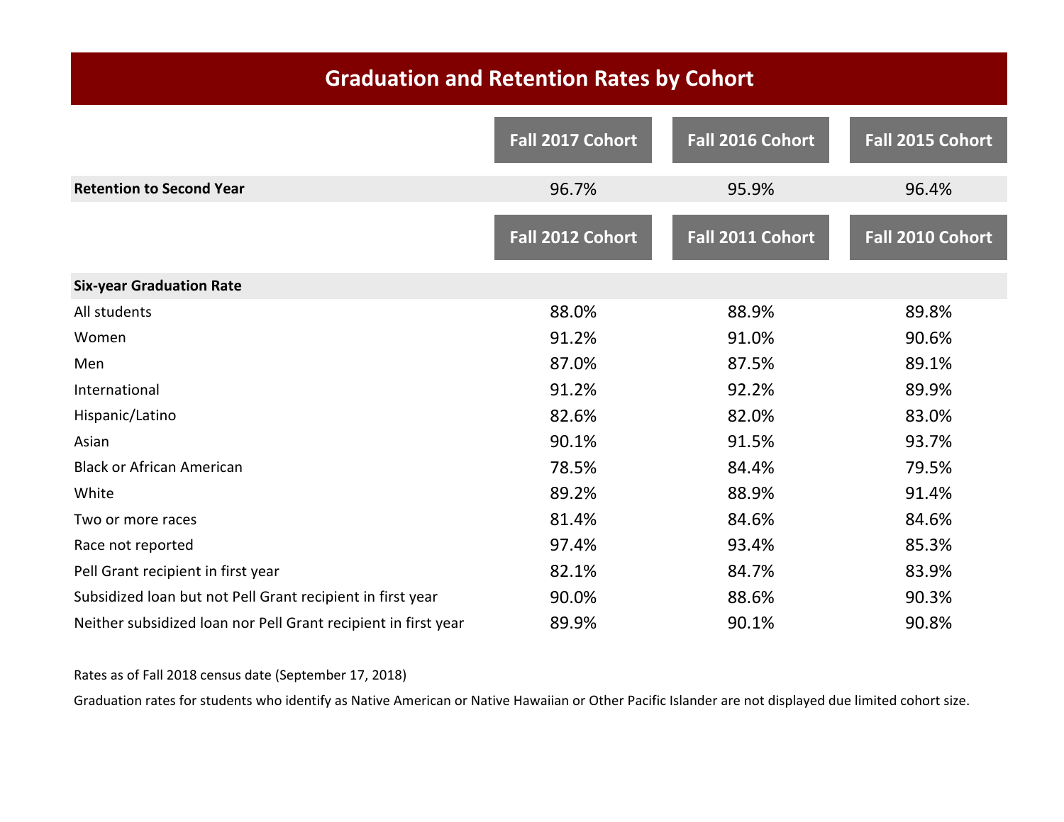## Graduation and Retention Rates by Cohort

| | Fall 2017 Cohort | Fall 2016 Cohort | Fall 2015 Cohort |
|---|---|---|---|
| **Retention to Second Year** | 96.7% | 95.9% | 96.4% |

| | Fall 2012 Cohort | Fall 2011 Cohort | Fall 2010 Cohort |
|---|---|---|---|
| **Six-year Graduation Rate** | | | |
| All students | 88.0% | 88.9% | 89.8% |
| Women | 91.2% | 91.0% | 90.6% |
| Men | 87.0% | 87.5% | 89.1% |
| International | 91.2% | 92.2% | 89.9% |
| Hispanic/Latino | 82.6% | 82.0% | 83.0% |
| Asian | 90.1% | 91.5% | 93.7% |
| Black or African American | 78.5% | 84.4% | 79.5% |
| White | 89.2% | 88.9% | 91.4% |
| Two or more races | 81.4% | 84.6% | 84.6% |
| Race not reported | 97.4% | 93.4% | 85.3% |
| Pell Grant recipient in first year | 82.1% | 84.7% | 83.9% |
| Subsidized loan but not Pell Grant recipient in first year | 90.0% | 88.6% | 90.3% |
| Neither subsidized loan nor Pell Grant recipient in first year | 89.9% | 90.1% | 90.8% |

Rates as of Fall 2018 census date (September 17, 2018)

Graduation rates for students who identify as Native American or Native Hawaiian or Other Pacific Islander are not displayed due limited cohort size.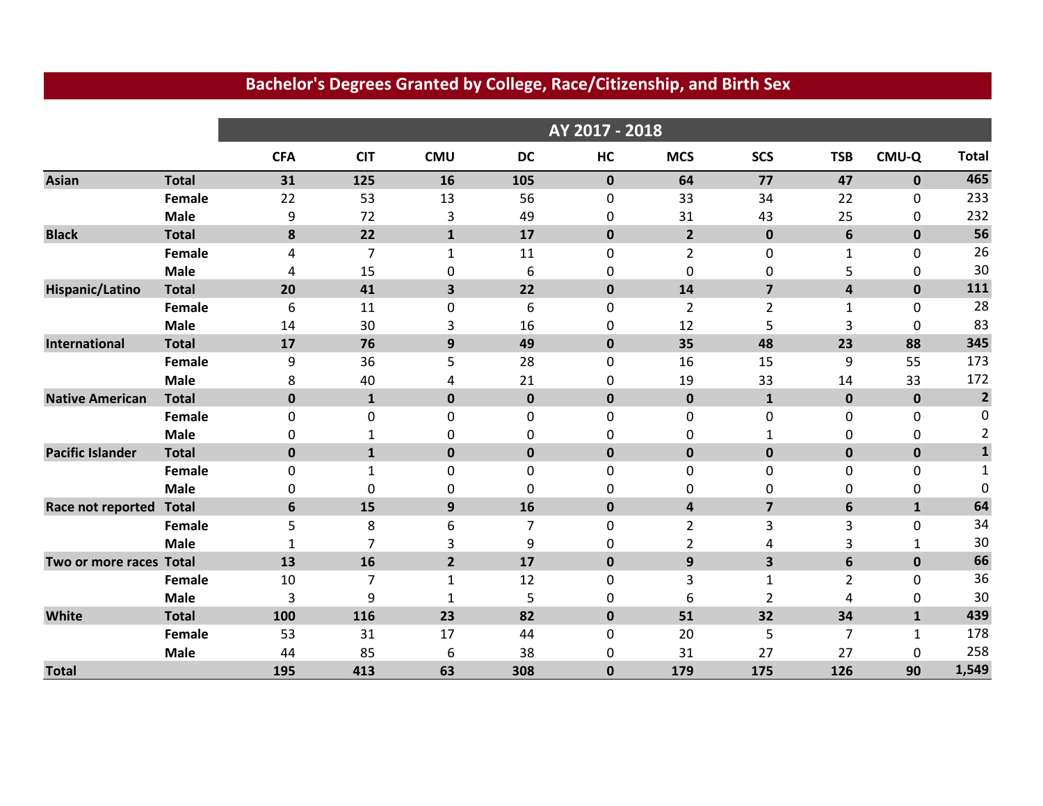# Bachelor's Degrees Granted by College, Race/Citizenship, and Birth Sex

| | | AY 2017 - 2018 | | | | | | | | | |
|---|---|---|---|---|---|---|---|---|---|---|---|
| | | **CFA** | **CIT** | **CMU** | **DC** | **HC** | **MCS** | **SCS** | **TSB** | **CMU-Q** | **Total** |
| **Asian** | **Total** | **31** | **125** | **16** | **105** | **0** | **64** | **77** | **47** | **0** | **465** |
| | **Female** | 22 | 53 | 13 | 56 | 0 | 33 | 34 | 22 | 0 | 233 |
| | **Male** | 9 | 72 | 3 | 49 | 0 | 31 | 43 | 25 | 0 | 232 |
| **Black** | **Total** | **8** | **22** | **1** | **17** | **0** | **2** | **0** | **6** | **0** | **56** |
| | **Female** | 4 | 7 | 1 | 11 | 0 | 2 | 0 | 1 | 0 | 26 |
| | **Male** | 4 | 15 | 0 | 6 | 0 | 0 | 0 | 5 | 0 | 30 |
| **Hispanic/Latino** | **Total** | **20** | **41** | **3** | **22** | **0** | **14** | **7** | **4** | **0** | **111** |
| | **Female** | 6 | 11 | 0 | 6 | 0 | 2 | 2 | 1 | 0 | 28 |
| | **Male** | 14 | 30 | 3 | 16 | 0 | 12 | 5 | 3 | 0 | 83 |
| **International** | **Total** | **17** | **76** | **9** | **49** | **0** | **35** | **48** | **23** | **88** | **345** |
| | **Female** | 9 | 36 | 5 | 28 | 0 | 16 | 15 | 9 | 55 | 173 |
| | **Male** | 8 | 40 | 4 | 21 | 0 | 19 | 33 | 14 | 33 | 172 |
| **Native American** | **Total** | **0** | **1** | **0** | **0** | **0** | **0** | **1** | **0** | **0** | **2** |
| | **Female** | 0 | 0 | 0 | 0 | 0 | 0 | 0 | 0 | 0 | 0 |
| | **Male** | 0 | 1 | 0 | 0 | 0 | 0 | 1 | 0 | 0 | 2 |
| **Pacific Islander** | **Total** | **0** | **1** | **0** | **0** | **0** | **0** | **0** | **0** | **0** | **1** |
| | **Female** | 0 | 1 | 0 | 0 | 0 | 0 | 0 | 0 | 0 | 1 |
| | **Male** | 0 | 0 | 0 | 0 | 0 | 0 | 0 | 0 | 0 | 0 |
| **Race not reported** | **Total** | **6** | **15** | **9** | **16** | **0** | **4** | **7** | **6** | **1** | **64** |
| | **Female** | 5 | 8 | 6 | 7 | 0 | 2 | 3 | 3 | 0 | 34 |
| | **Male** | 1 | 7 | 3 | 9 | 0 | 2 | 4 | 3 | 1 | 30 |
| **Two or more races** | **Total** | **13** | **16** | **2** | **17** | **0** | **9** | **3** | **6** | **0** | **66** |
| | **Female** | 10 | 7 | 1 | 12 | 0 | 3 | 1 | 2 | 0 | 36 |
| | **Male** | 3 | 9 | 1 | 5 | 0 | 6 | 2 | 4 | 0 | 30 |
| **White** | **Total** | **100** | **116** | **23** | **82** | **0** | **51** | **32** | **34** | **1** | **439** |
| | **Female** | 53 | 31 | 17 | 44 | 0 | 20 | 5 | 7 | 1 | 178 |
| | **Male** | 44 | 85 | 6 | 38 | 0 | 31 | 27 | 27 | 0 | 258 |
| **Total** | | **195** | **413** | **63** | **308** | **0** | **179** | **175** | **126** | **90** | **1,549** |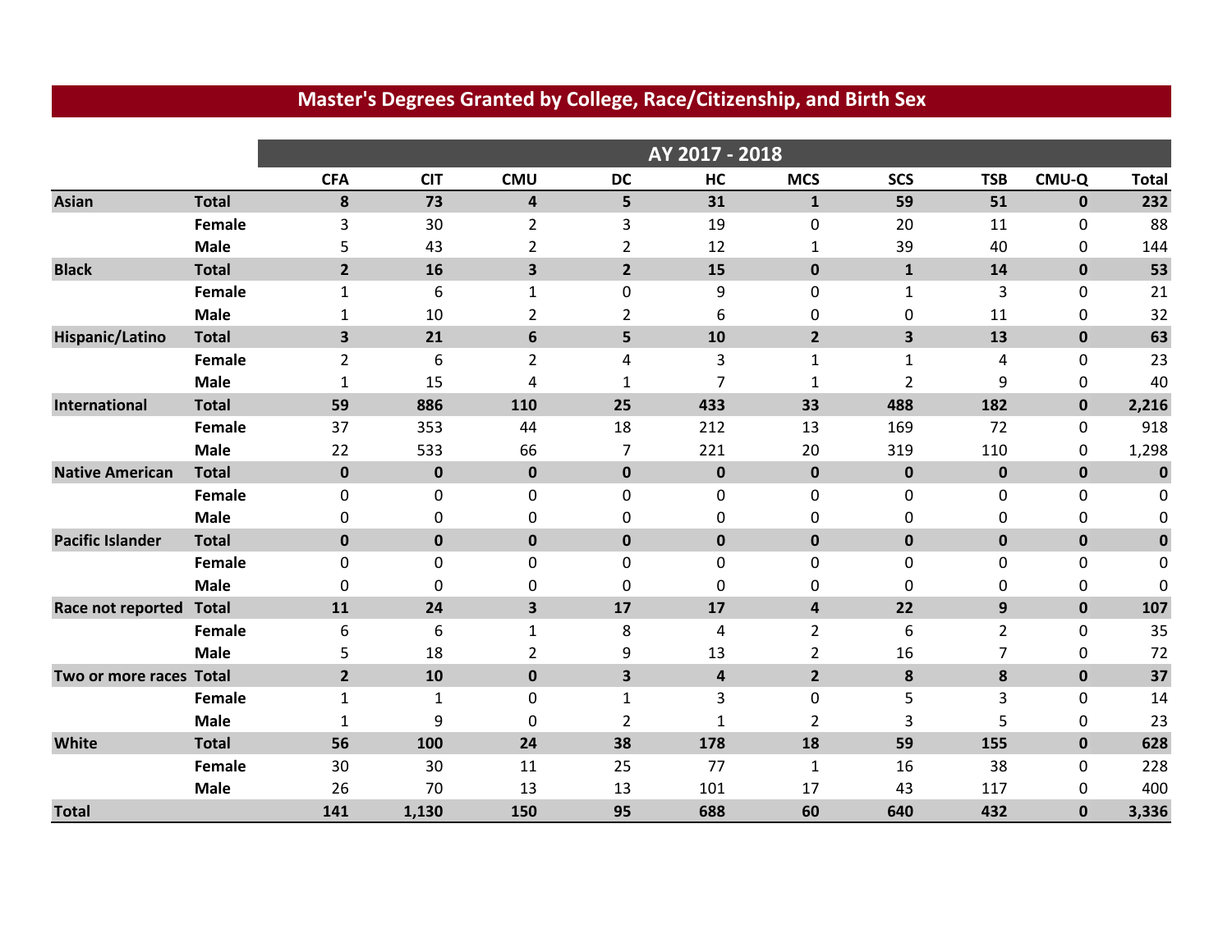## Master's Degrees Granted by College, Race/Citizenship, and Birth Sex

| | | AY 2017 - 2018 | | | | | | | | | |
|---|---|---|---|---|---|---|---|---|---|---|---|
| | | **CFA** | **CIT** | **CMU** | **DC** | **HC** | **MCS** | **SCS** | **TSB** | **CMU-Q** | **Total** |
| **Asian** | **Total** | **8** | **73** | **4** | **5** | **31** | **1** | **59** | **51** | **0** | **232** |
| | **Female** | 3 | 30 | 2 | 3 | 19 | 0 | 20 | 11 | 0 | 88 |
| | **Male** | 5 | 43 | 2 | 2 | 12 | 1 | 39 | 40 | 0 | 144 |
| **Black** | **Total** | **2** | **16** | **3** | **2** | **15** | **0** | **1** | **14** | **0** | **53** |
| | **Female** | 1 | 6 | 1 | 0 | 9 | 0 | 1 | 3 | 0 | 21 |
| | **Male** | 1 | 10 | 2 | 2 | 6 | 0 | 0 | 11 | 0 | 32 |
| **Hispanic/Latino** | **Total** | **3** | **21** | **6** | **5** | **10** | **2** | **3** | **13** | **0** | **63** |
| | **Female** | 2 | 6 | 2 | 4 | 3 | 1 | 1 | 4 | 0 | 23 |
| | **Male** | 1 | 15 | 4 | 1 | 7 | 1 | 2 | 9 | 0 | 40 |
| **International** | **Total** | **59** | **886** | **110** | **25** | **433** | **33** | **488** | **182** | **0** | **2,216** |
| | **Female** | 37 | 353 | 44 | 18 | 212 | 13 | 169 | 72 | 0 | 918 |
| | **Male** | 22 | 533 | 66 | 7 | 221 | 20 | 319 | 110 | 0 | 1,298 |
| **Native American** | **Total** | **0** | **0** | **0** | **0** | **0** | **0** | **0** | **0** | **0** | **0** |
| | **Female** | 0 | 0 | 0 | 0 | 0 | 0 | 0 | 0 | 0 | 0 |
| | **Male** | 0 | 0 | 0 | 0 | 0 | 0 | 0 | 0 | 0 | 0 |
| **Pacific Islander** | **Total** | **0** | **0** | **0** | **0** | **0** | **0** | **0** | **0** | **0** | **0** |
| | **Female** | 0 | 0 | 0 | 0 | 0 | 0 | 0 | 0 | 0 | 0 |
| | **Male** | 0 | 0 | 0 | 0 | 0 | 0 | 0 | 0 | 0 | 0 |
| **Race not reported** | **Total** | **11** | **24** | **3** | **17** | **17** | **4** | **22** | **9** | **0** | **107** |
| | **Female** | 6 | 6 | 1 | 8 | 4 | 2 | 6 | 2 | 0 | 35 |
| | **Male** | 5 | 18 | 2 | 9 | 13 | 2 | 16 | 7 | 0 | 72 |
| **Two or more races** | **Total** | **2** | **10** | **0** | **3** | **4** | **2** | **8** | **8** | **0** | **37** |
| | **Female** | 1 | 1 | 0 | 1 | 3 | 0 | 5 | 3 | 0 | 14 |
| | **Male** | 1 | 9 | 0 | 2 | 1 | 2 | 3 | 5 | 0 | 23 |
| **White** | **Total** | **56** | **100** | **24** | **38** | **178** | **18** | **59** | **155** | **0** | **628** |
| | **Female** | 30 | 30 | 11 | 25 | 77 | 1 | 16 | 38 | 0 | 228 |
| | **Male** | 26 | 70 | 13 | 13 | 101 | 17 | 43 | 117 | 0 | 400 |
| **Total** | | **141** | **1,130** | **150** | **95** | **688** | **60** | **640** | **432** | **0** | **3,336** |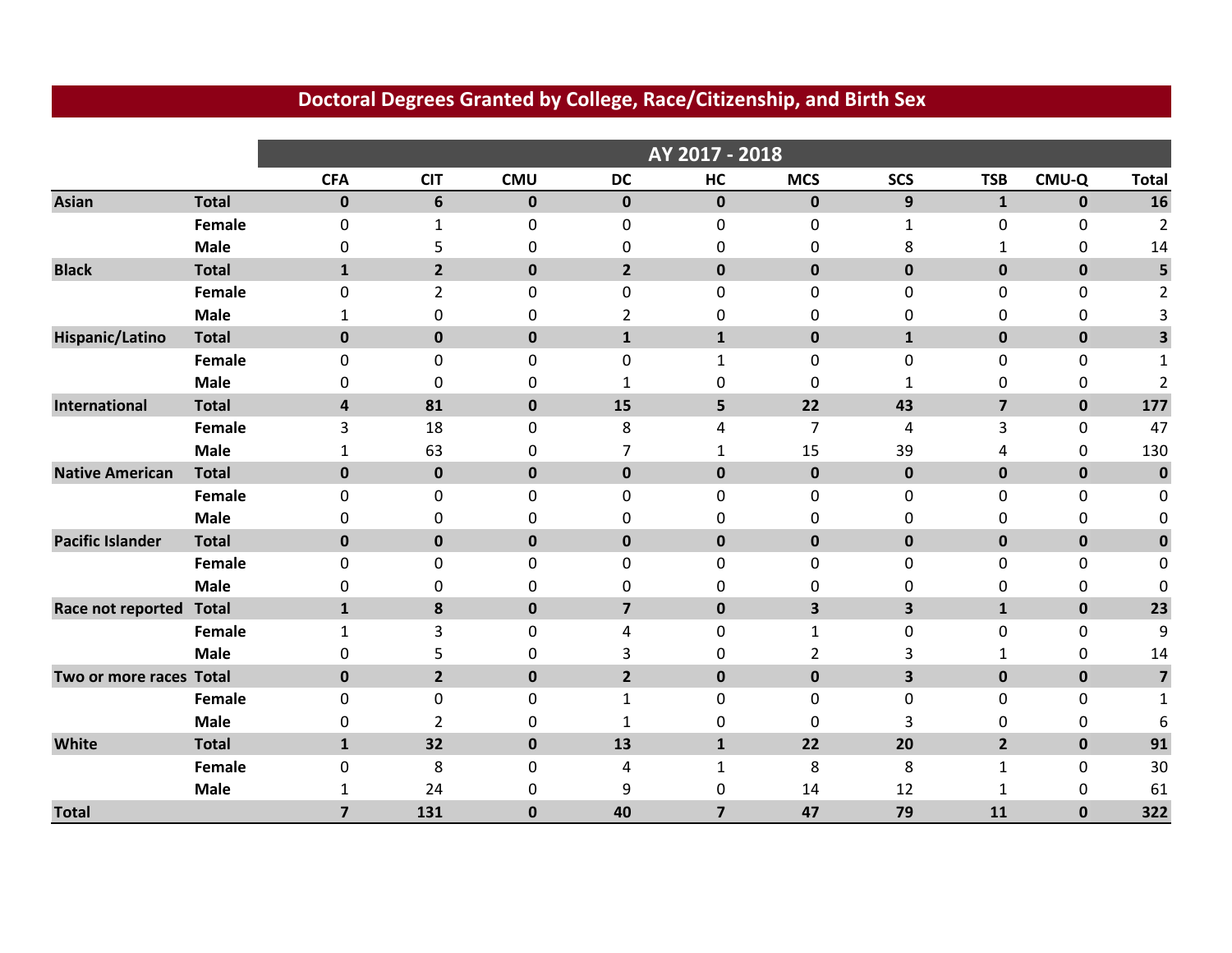## Doctoral Degrees Granted by College, Race/Citizenship, and Birth Sex

| | | AY 2017 - 2018 | | | | | | | | | |
|---|---|---|---|---|---|---|---|---|---|---|---|
| | | **CFA** | **CIT** | **CMU** | **DC** | **HC** | **MCS** | **SCS** | **TSB** | **CMU-Q** | **Total** |
| **Asian** | **Total** | **0** | **6** | **0** | **0** | **0** | **0** | **9** | **1** | **0** | **16** |
| | **Female** | 0 | 1 | 0 | 0 | 0 | 0 | 1 | 0 | 0 | 2 |
| | **Male** | 0 | 5 | 0 | 0 | 0 | 0 | 8 | 1 | 0 | 14 |
| **Black** | **Total** | **1** | **2** | **0** | **2** | **0** | **0** | **0** | **0** | **0** | **5** |
| | **Female** | 0 | 2 | 0 | 0 | 0 | 0 | 0 | 0 | 0 | 2 |
| | **Male** | 1 | 0 | 0 | 2 | 0 | 0 | 0 | 0 | 0 | 3 |
| **Hispanic/Latino** | **Total** | **0** | **0** | **0** | **1** | **1** | **0** | **1** | **0** | **0** | **3** |
| | **Female** | 0 | 0 | 0 | 0 | 1 | 0 | 0 | 0 | 0 | 1 |
| | **Male** | 0 | 0 | 0 | 1 | 0 | 0 | 1 | 0 | 0 | 2 |
| **International** | **Total** | **4** | **81** | **0** | **15** | **5** | **22** | **43** | **7** | **0** | **177** |
| | **Female** | 3 | 18 | 0 | 8 | 4 | 7 | 4 | 3 | 0 | 47 |
| | **Male** | 1 | 63 | 0 | 7 | 1 | 15 | 39 | 4 | 0 | 130 |
| **Native American** | **Total** | **0** | **0** | **0** | **0** | **0** | **0** | **0** | **0** | **0** | **0** |
| | **Female** | 0 | 0 | 0 | 0 | 0 | 0 | 0 | 0 | 0 | 0 |
| | **Male** | 0 | 0 | 0 | 0 | 0 | 0 | 0 | 0 | 0 | 0 |
| **Pacific Islander** | **Total** | **0** | **0** | **0** | **0** | **0** | **0** | **0** | **0** | **0** | **0** |
| | **Female** | 0 | 0 | 0 | 0 | 0 | 0 | 0 | 0 | 0 | 0 |
| | **Male** | 0 | 0 | 0 | 0 | 0 | 0 | 0 | 0 | 0 | 0 |
| **Race not reported** | **Total** | **1** | **8** | **0** | **7** | **0** | **3** | **3** | **1** | **0** | **23** |
| | **Female** | 1 | 3 | 0 | 4 | 0 | 1 | 0 | 0 | 0 | 9 |
| | **Male** | 0 | 5 | 0 | 3 | 0 | 2 | 3 | 1 | 0 | 14 |
| **Two or more races** | **Total** | **0** | **2** | **0** | **2** | **0** | **0** | **3** | **0** | **0** | **7** |
| | **Female** | 0 | 0 | 0 | 1 | 0 | 0 | 0 | 0 | 0 | 1 |
| | **Male** | 0 | 2 | 0 | 1 | 0 | 0 | 3 | 0 | 0 | 6 |
| **White** | **Total** | **1** | **32** | **0** | **13** | **1** | **22** | **20** | **2** | **0** | **91** |
| | **Female** | 0 | 8 | 0 | 4 | 1 | 8 | 8 | 1 | 0 | 30 |
| | **Male** | 1 | 24 | 0 | 9 | 0 | 14 | 12 | 1 | 0 | 61 |
| **Total** | | **7** | **131** | **0** | **40** | **7** | **47** | **79** | **11** | **0** | **322** |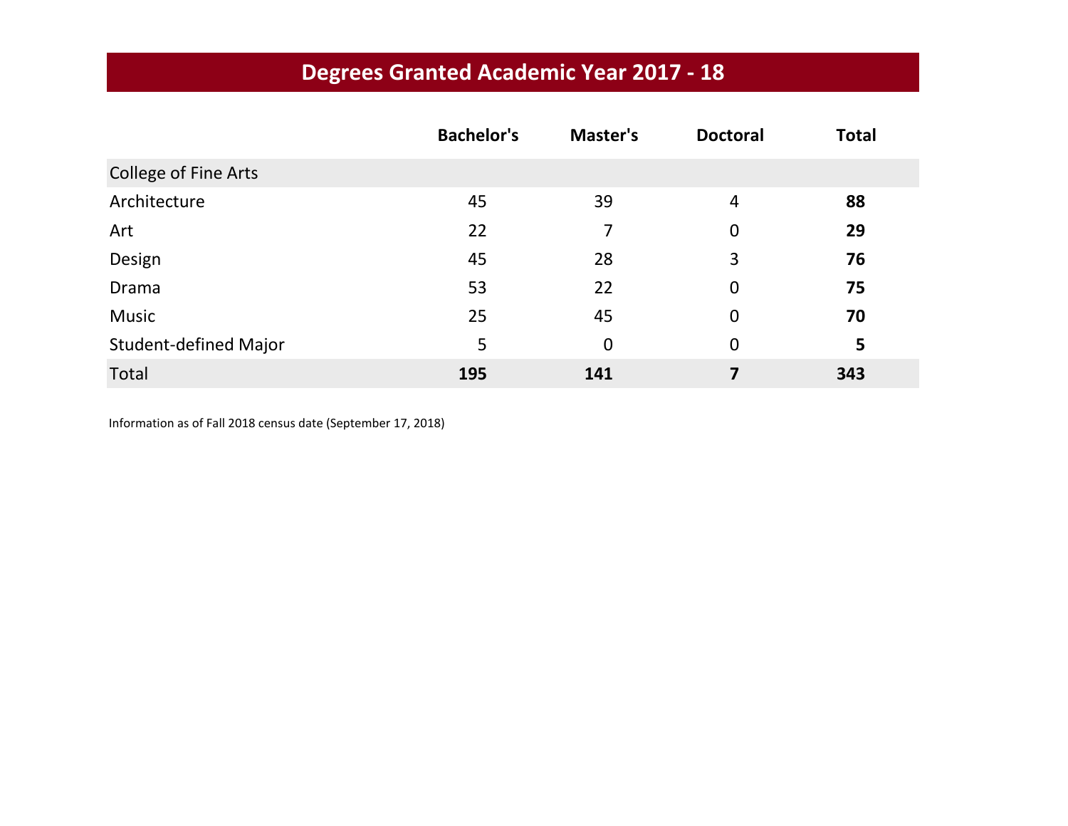# Degrees Granted Academic Year 2017 - 18

| | Bachelor's | Master's | Doctoral | Total |
|---|---|---|---|---|
| College of Fine Arts | | | | |
| Architecture | 45 | 39 | 4 | **88** |
| Art | 22 | 7 | 0 | **29** |
| Design | 45 | 28 | 3 | **76** |
| Drama | 53 | 22 | 0 | **75** |
| Music | 25 | 45 | 0 | **70** |
| Student-defined Major | 5 | 0 | 0 | **5** |
| Total | **195** | **141** | **7** | **343** |

Information as of Fall 2018 census date (September 17, 2018)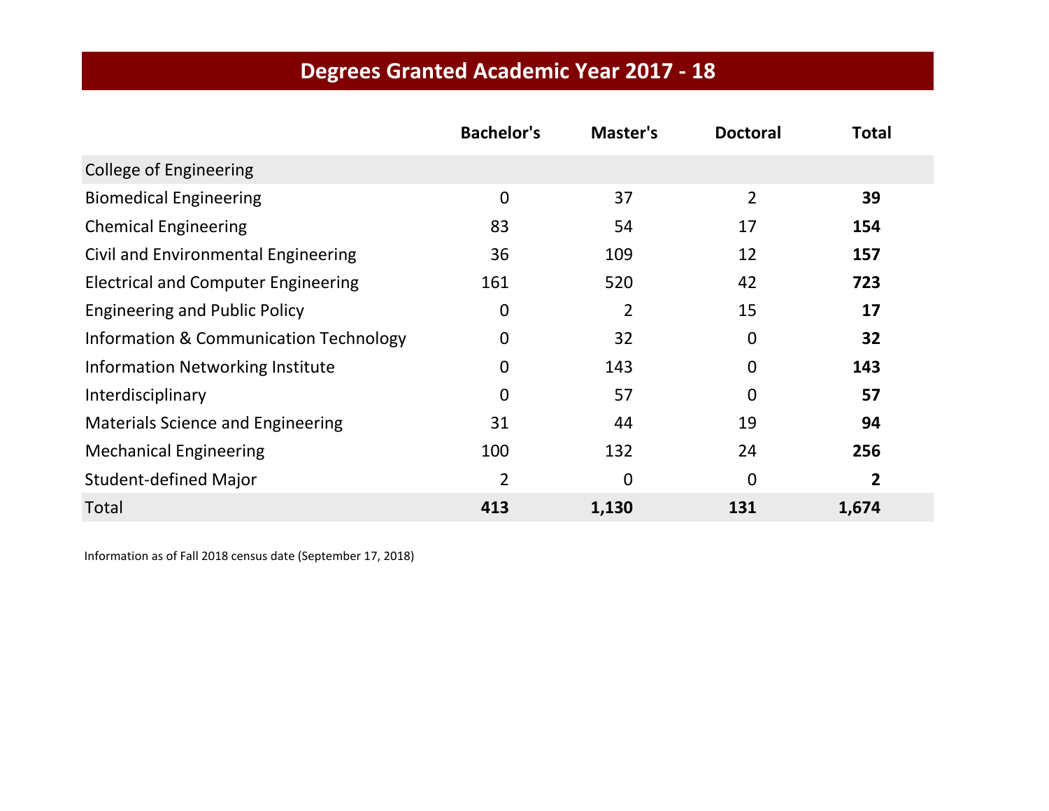# Degrees Granted Academic Year 2017 - 18

| | Bachelor's | Master's | Doctoral | Total |
|---|---|---|---|---|
| College of Engineering | | | | |
| Biomedical Engineering | 0 | 37 | 2 | **39** |
| Chemical Engineering | 83 | 54 | 17 | **154** |
| Civil and Environmental Engineering | 36 | 109 | 12 | **157** |
| Electrical and Computer Engineering | 161 | 520 | 42 | **723** |
| Engineering and Public Policy | 0 | 2 | 15 | **17** |
| Information & Communication Technology | 0 | 32 | 0 | **32** |
| Information Networking Institute | 0 | 143 | 0 | **143** |
| Interdisciplinary | 0 | 57 | 0 | **57** |
| Materials Science and Engineering | 31 | 44 | 19 | **94** |
| Mechanical Engineering | 100 | 132 | 24 | **256** |
| Student-defined Major | 2 | 0 | 0 | **2** |
| Total | **413** | **1,130** | **131** | **1,674** |

Information as of Fall 2018 census date (September 17, 2018)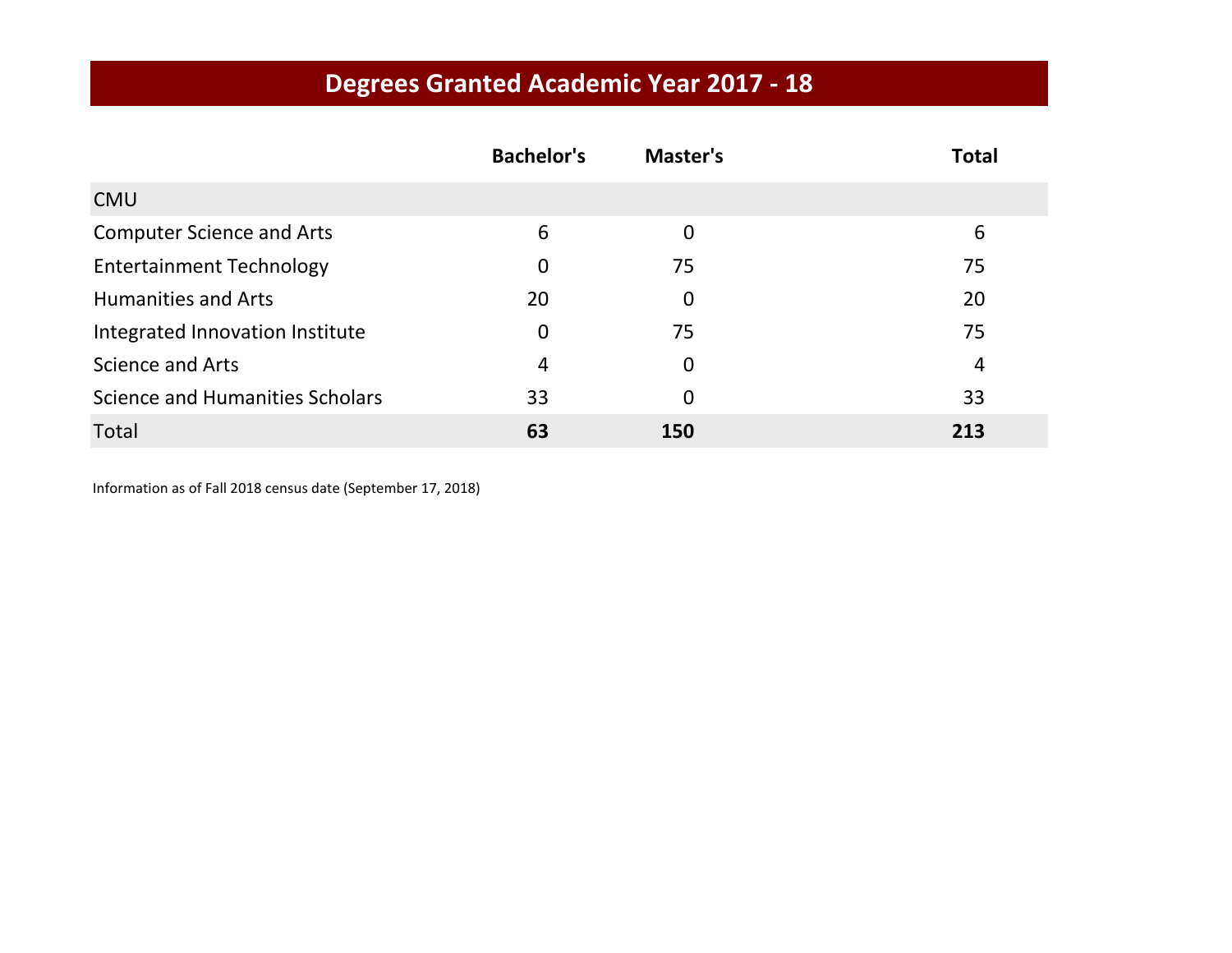# Degrees Granted Academic Year 2017 - 18

| | Bachelor's | Master's | Total |
|---|---|---|---|
| CMU | | | |
| Computer Science and Arts | 6 | 0 | 6 |
| Entertainment Technology | 0 | 75 | 75 |
| Humanities and Arts | 20 | 0 | 20 |
| Integrated Innovation Institute | 0 | 75 | 75 |
| Science and Arts | 4 | 0 | 4 |
| Science and Humanities Scholars | 33 | 0 | 33 |
| Total | **63** | **150** | **213** |

Information as of Fall 2018 census date (September 17, 2018)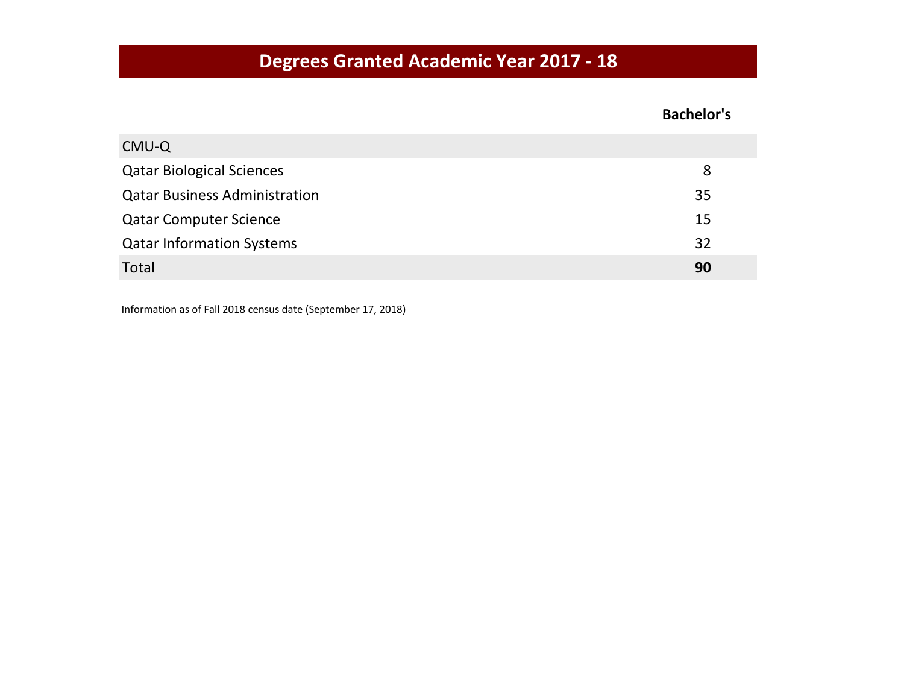# Degrees Granted Academic Year 2017 - 18

| | Bachelor's |
|---|---|
| CMU-Q | |
| Qatar Biological Sciences | 8 |
| Qatar Business Administration | 35 |
| Qatar Computer Science | 15 |
| Qatar Information Systems | 32 |
| Total | **90** |

Information as of Fall 2018 census date (September 17, 2018)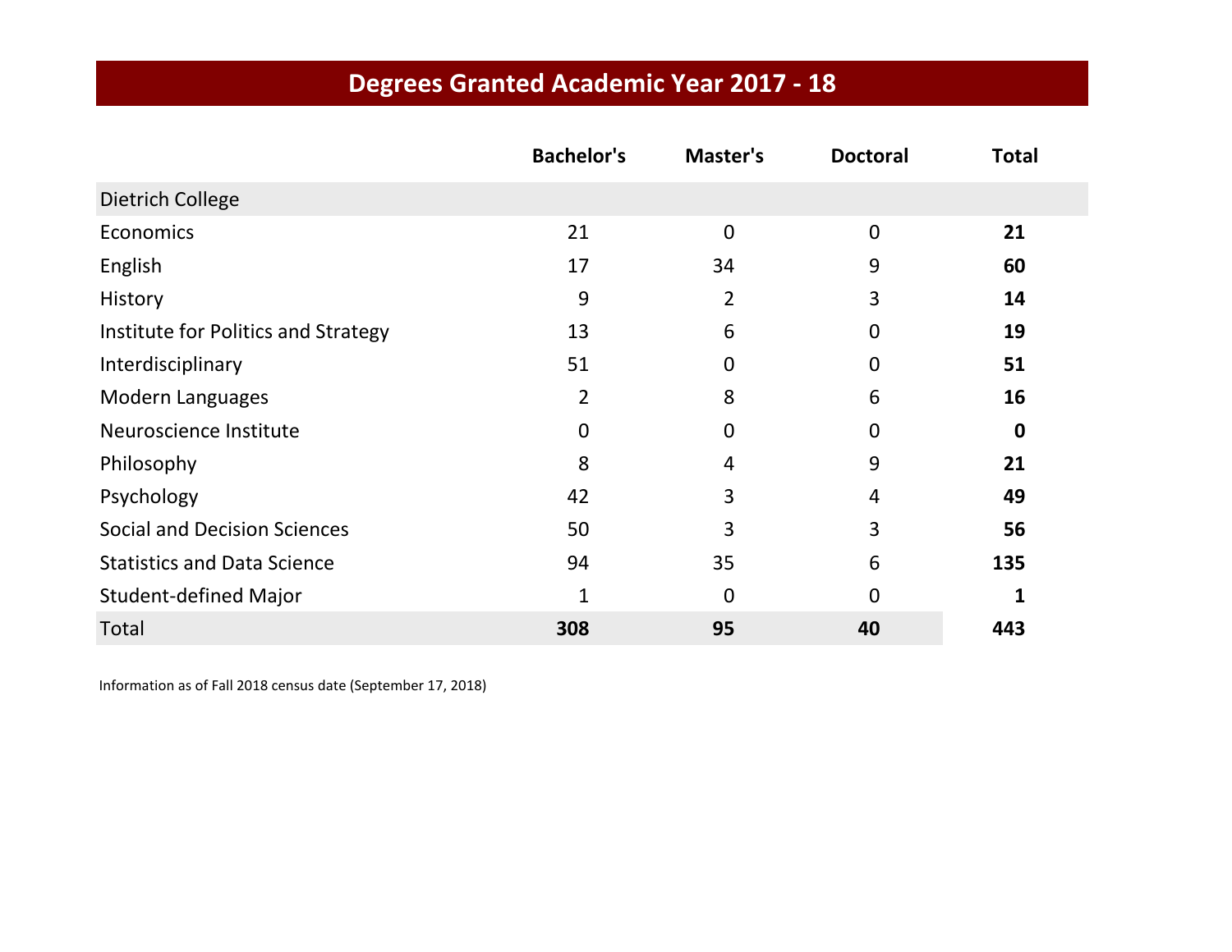# Degrees Granted Academic Year 2017 - 18

| | Bachelor's | Master's | Doctoral | Total |
|---|---|---|---|---|
| Dietrich College | | | | |
| Economics | 21 | 0 | 0 | **21** |
| English | 17 | 34 | 9 | **60** |
| History | 9 | 2 | 3 | **14** |
| Institute for Politics and Strategy | 13 | 6 | 0 | **19** |
| Interdisciplinary | 51 | 0 | 0 | **51** |
| Modern Languages | 2 | 8 | 6 | **16** |
| Neuroscience Institute | 0 | 0 | 0 | **0** |
| Philosophy | 8 | 4 | 9 | **21** |
| Psychology | 42 | 3 | 4 | **49** |
| Social and Decision Sciences | 50 | 3 | 3 | **56** |
| Statistics and Data Science | 94 | 35 | 6 | **135** |
| Student-defined Major | 1 | 0 | 0 | **1** |
| Total | **308** | **95** | **40** | **443** |

Information as of Fall 2018 census date (September 17, 2018)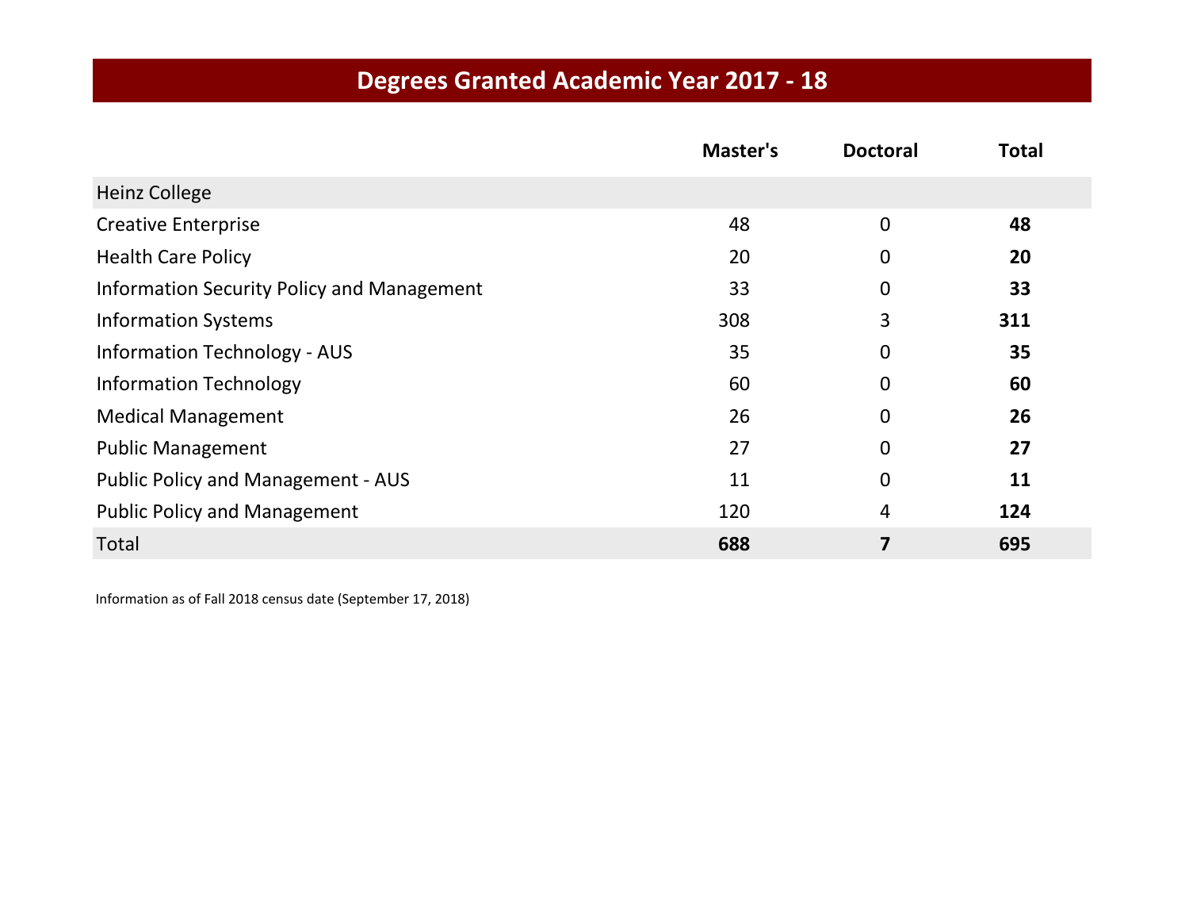# Degrees Granted Academic Year 2017 - 18

| | Master's | Doctoral | Total |
|---|---|---|---|
| Heinz College | | | |
| Creative Enterprise | 48 | 0 | **48** |
| Health Care Policy | 20 | 0 | **20** |
| Information Security Policy and Management | 33 | 0 | **33** |
| Information Systems | 308 | 3 | **311** |
| Information Technology - AUS | 35 | 0 | **35** |
| Information Technology | 60 | 0 | **60** |
| Medical Management | 26 | 0 | **26** |
| Public Management | 27 | 0 | **27** |
| Public Policy and Management - AUS | 11 | 0 | **11** |
| Public Policy and Management | 120 | 4 | **124** |
| Total | **688** | **7** | **695** |

Information as of Fall 2018 census date (September 17, 2018)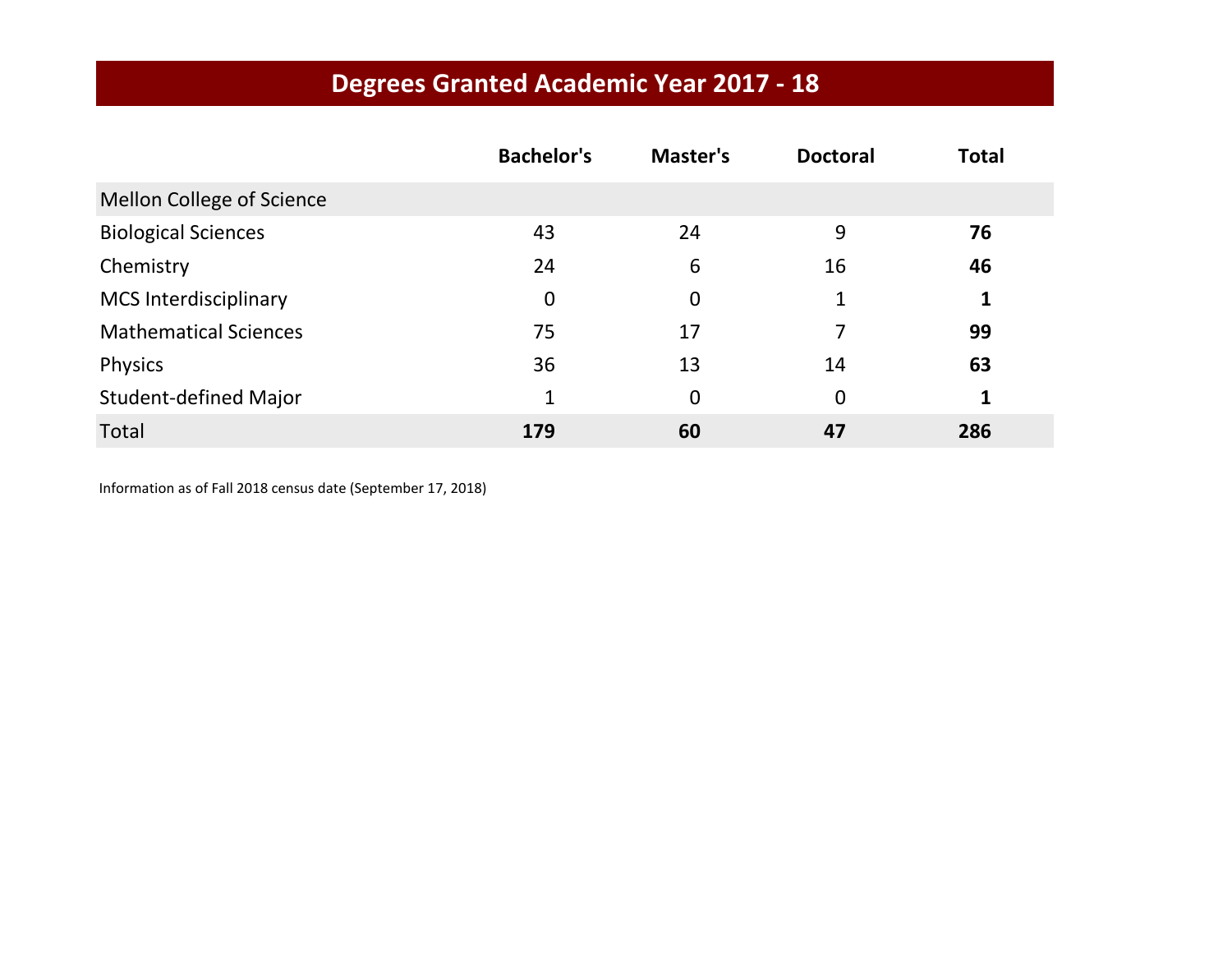# Degrees Granted Academic Year 2017 - 18

| | Bachelor's | Master's | Doctoral | Total |
|---|---|---|---|---|
| Mellon College of Science | | | | |
| Biological Sciences | 43 | 24 | 9 | **76** |
| Chemistry | 24 | 6 | 16 | **46** |
| MCS Interdisciplinary | 0 | 0 | 1 | **1** |
| Mathematical Sciences | 75 | 17 | 7 | **99** |
| Physics | 36 | 13 | 14 | **63** |
| Student-defined Major | 1 | 0 | 0 | **1** |
| Total | **179** | **60** | **47** | **286** |

Information as of Fall 2018 census date (September 17, 2018)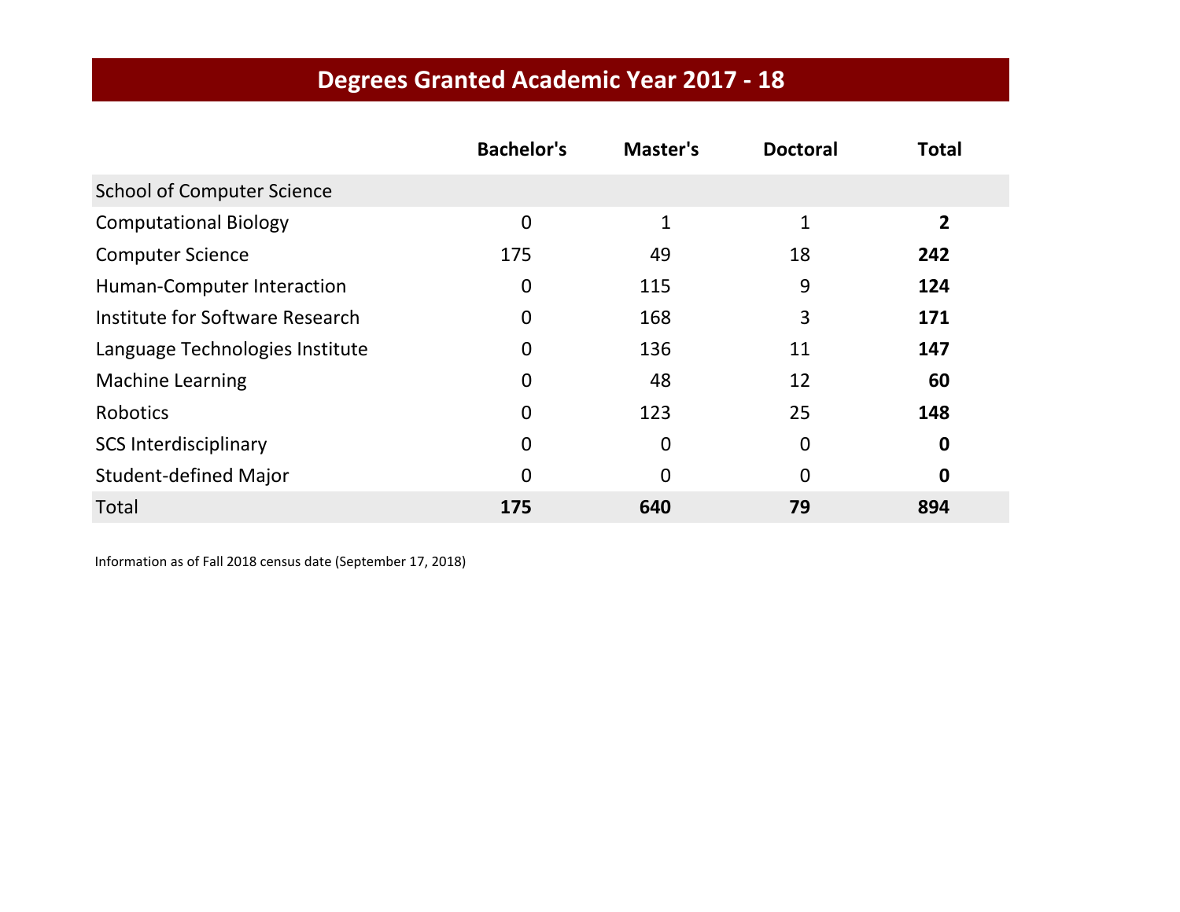# Degrees Granted Academic Year 2017 - 18

| | Bachelor's | Master's | Doctoral | Total |
|---|---|---|---|---|
| School of Computer Science | | | | |
| Computational Biology | 0 | 1 | 1 | **2** |
| Computer Science | 175 | 49 | 18 | **242** |
| Human-Computer Interaction | 0 | 115 | 9 | **124** |
| Institute for Software Research | 0 | 168 | 3 | **171** |
| Language Technologies Institute | 0 | 136 | 11 | **147** |
| Machine Learning | 0 | 48 | 12 | **60** |
| Robotics | 0 | 123 | 25 | **148** |
| SCS Interdisciplinary | 0 | 0 | 0 | **0** |
| Student-defined Major | 0 | 0 | 0 | **0** |
| Total | **175** | **640** | **79** | **894** |

Information as of Fall 2018 census date (September 17, 2018)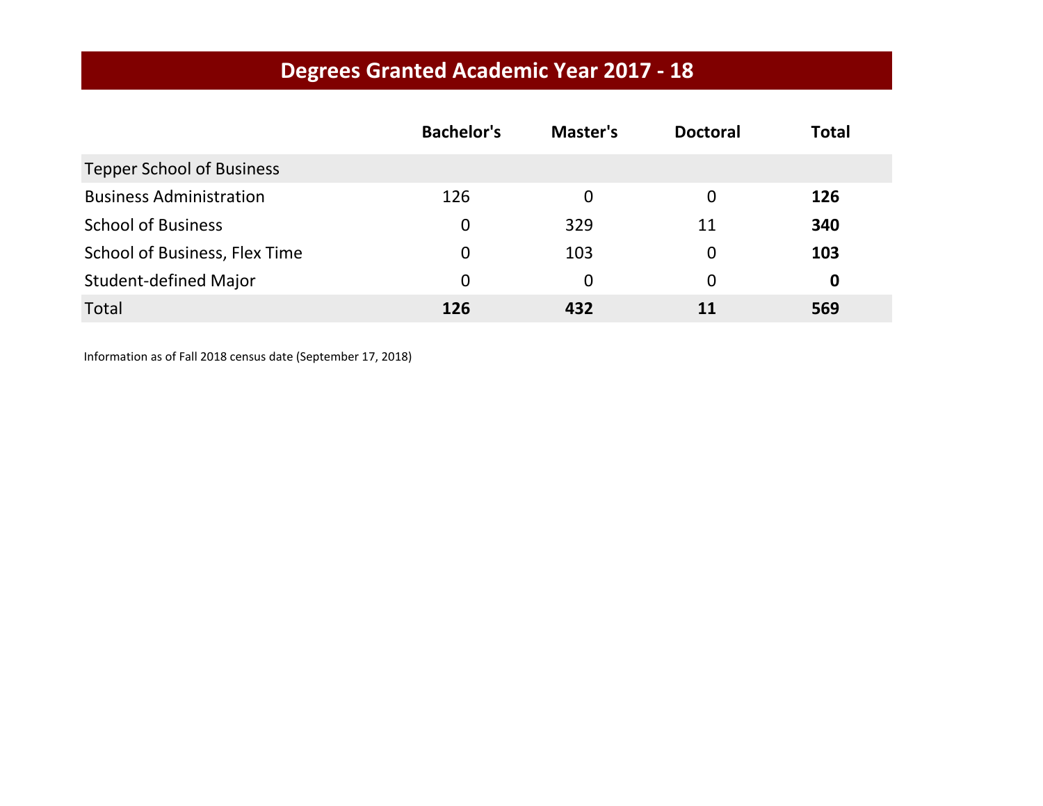# Degrees Granted Academic Year 2017 - 18

| | Bachelor's | Master's | Doctoral | Total |
|---|---|---|---|---|
| Tepper School of Business | | | | |
| Business Administration | 126 | 0 | 0 | **126** |
| School of Business | 0 | 329 | 11 | **340** |
| School of Business, Flex Time | 0 | 103 | 0 | **103** |
| Student-defined Major | 0 | 0 | 0 | **0** |
| Total | **126** | **432** | **11** | **569** |

Information as of Fall 2018 census date (September 17, 2018)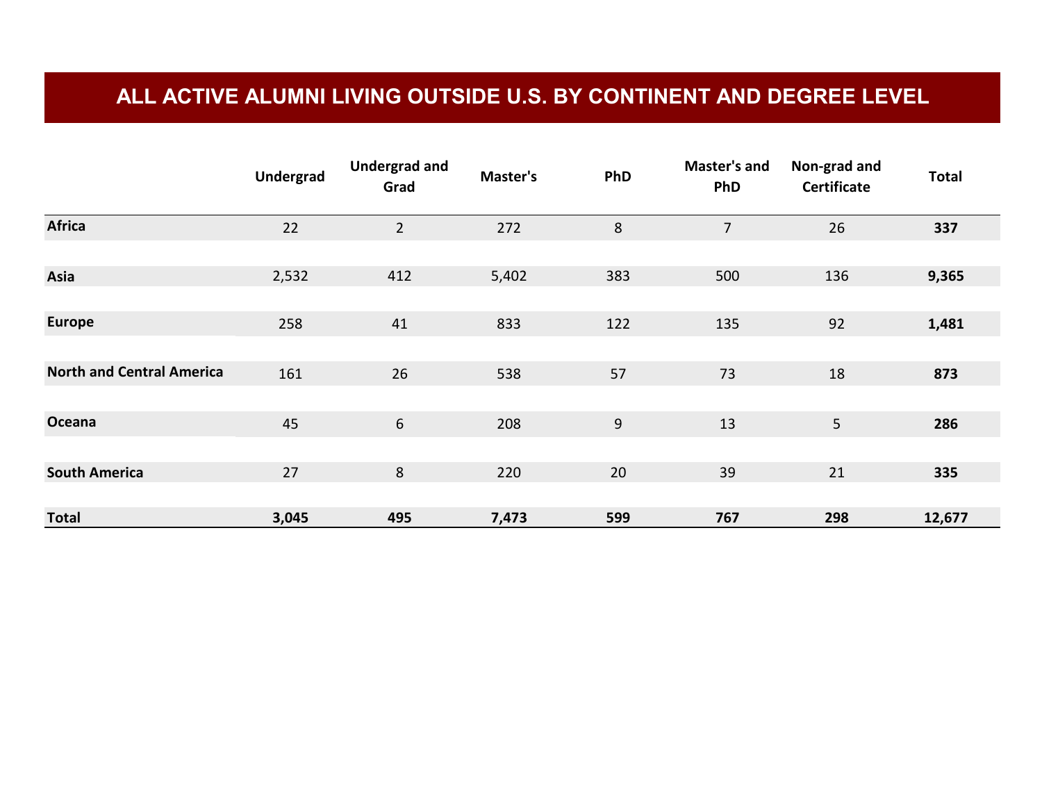# ALL ACTIVE ALUMNI LIVING OUTSIDE U.S. BY CONTINENT AND DEGREE LEVEL

| | Undergrad | Undergrad and Grad | Master's | PhD | Master's and PhD | Non-grad and Certificate | Total |
|---|---|---|---|---|---|---|---|
| **Africa** | 22 | 2 | 272 | 8 | 7 | 26 | **337** |
| **Asia** | 2,532 | 412 | 5,402 | 383 | 500 | 136 | **9,365** |
| **Europe** | 258 | 41 | 833 | 122 | 135 | 92 | **1,481** |
| **North and Central America** | 161 | 26 | 538 | 57 | 73 | 18 | **873** |
| **Oceana** | 45 | 6 | 208 | 9 | 13 | 5 | **286** |
| **South America** | 27 | 8 | 220 | 20 | 39 | 21 | **335** |
| **Total** | **3,045** | **495** | **7,473** | **599** | **767** | **298** | **12,677** |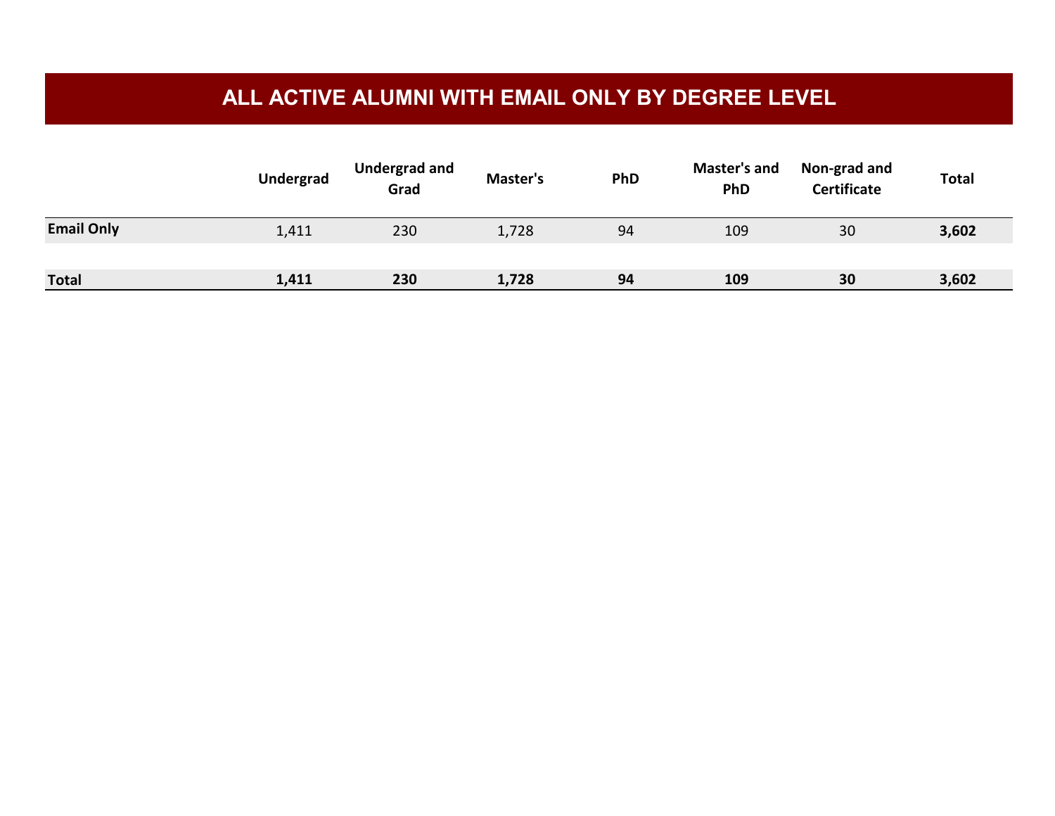# ALL ACTIVE ALUMNI WITH EMAIL ONLY BY DEGREE LEVEL

| | Undergrad | Undergrad and Grad | Master's | PhD | Master's and PhD | Non-grad and Certificate | Total |
|---|---|---|---|---|---|---|---|
| **Email Only** | 1,411 | 230 | 1,728 | 94 | 109 | 30 | **3,602** |
| **Total** | **1,411** | **230** | **1,728** | **94** | **109** | **30** | **3,602** |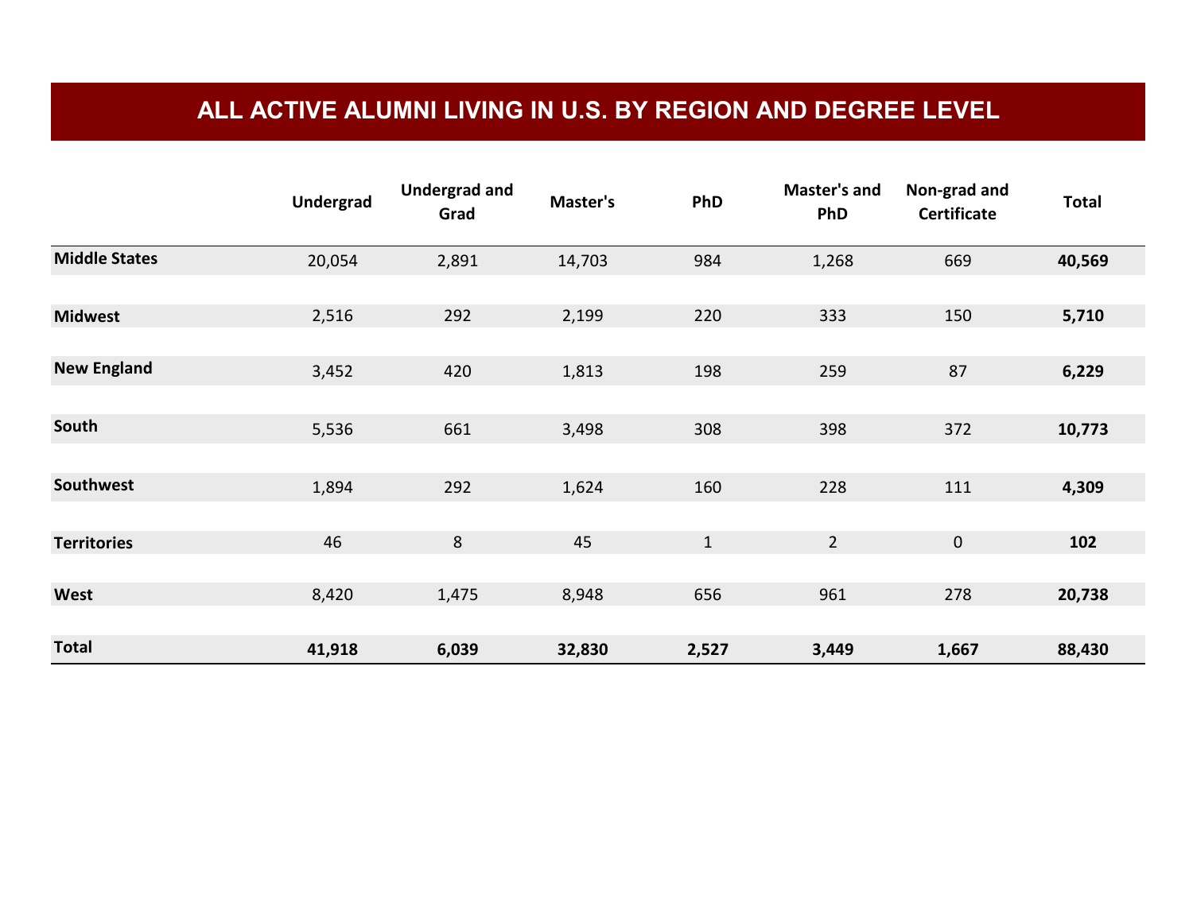# ALL ACTIVE ALUMNI LIVING IN U.S. BY REGION AND DEGREE LEVEL

| | Undergrad | Undergrad and Grad | Master's | PhD | Master's and PhD | Non-grad and Certificate | Total |
|---|---|---|---|---|---|---|---|
| **Middle States** | 20,054 | 2,891 | 14,703 | 984 | 1,268 | 669 | **40,569** |
| **Midwest** | 2,516 | 292 | 2,199 | 220 | 333 | 150 | **5,710** |
| **New England** | 3,452 | 420 | 1,813 | 198 | 259 | 87 | **6,229** |
| **South** | 5,536 | 661 | 3,498 | 308 | 398 | 372 | **10,773** |
| **Southwest** | 1,894 | 292 | 1,624 | 160 | 228 | 111 | **4,309** |
| **Territories** | 46 | 8 | 45 | 1 | 2 | 0 | **102** |
| **West** | 8,420 | 1,475 | 8,948 | 656 | 961 | 278 | **20,738** |
| **Total** | **41,918** | **6,039** | **32,830** | **2,527** | **3,449** | **1,667** | **88,430** |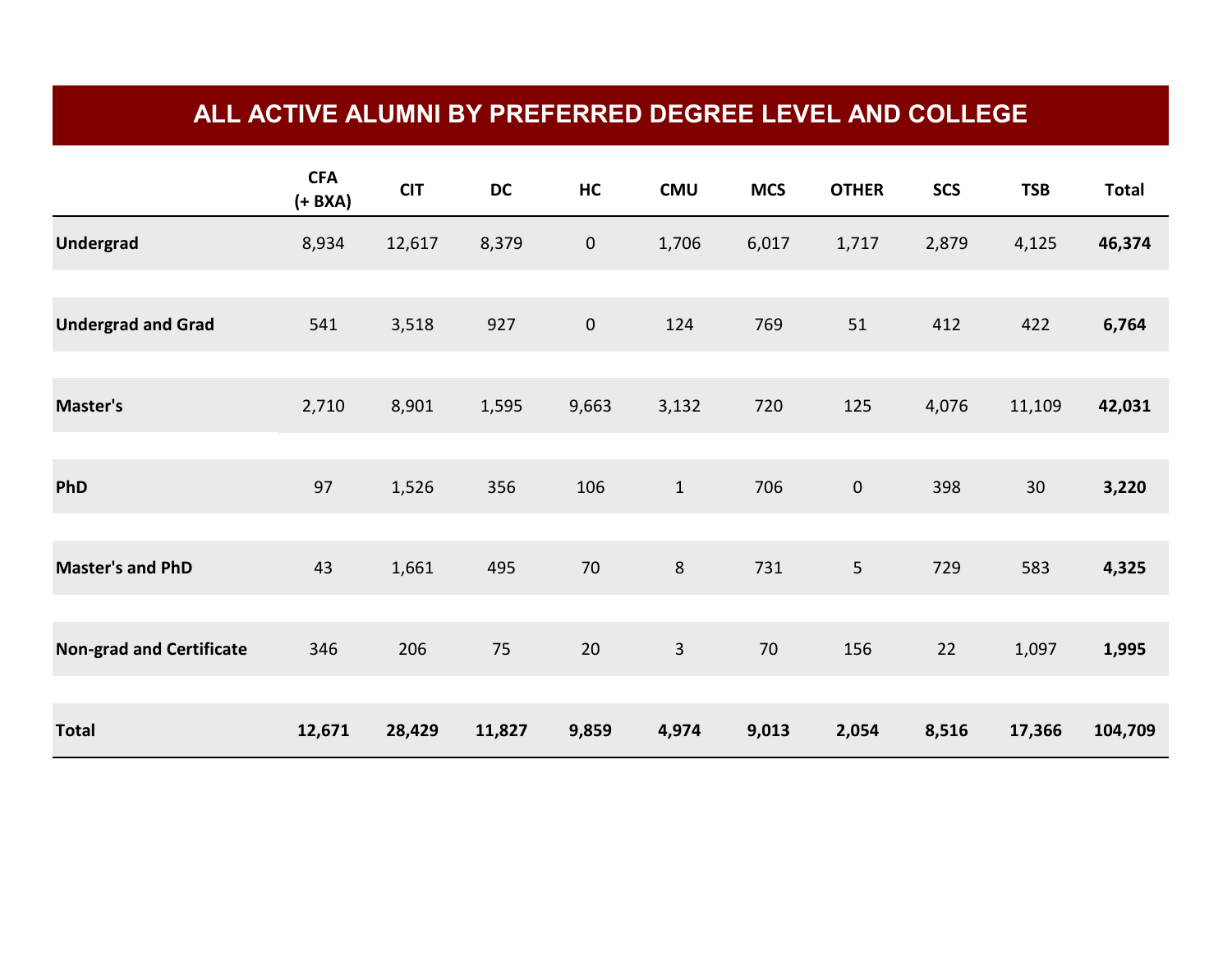# ALL ACTIVE ALUMNI BY PREFERRED DEGREE LEVEL AND COLLEGE

| | CFA (+ BXA) | CIT | DC | HC | CMU | MCS | OTHER | SCS | TSB | Total |
|---|---|---|---|---|---|---|---|---|---|---|
| **Undergrad** | 8,934 | 12,617 | 8,379 | 0 | 1,706 | 6,017 | 1,717 | 2,879 | 4,125 | **46,374** |
| **Undergrad and Grad** | 541 | 3,518 | 927 | 0 | 124 | 769 | 51 | 412 | 422 | **6,764** |
| **Master's** | 2,710 | 8,901 | 1,595 | 9,663 | 3,132 | 720 | 125 | 4,076 | 11,109 | **42,031** |
| **PhD** | 97 | 1,526 | 356 | 106 | 1 | 706 | 0 | 398 | 30 | **3,220** |
| **Master's and PhD** | 43 | 1,661 | 495 | 70 | 8 | 731 | 5 | 729 | 583 | **4,325** |
| **Non-grad and Certificate** | 346 | 206 | 75 | 20 | 3 | 70 | 156 | 22 | 1,097 | **1,995** |
| **Total** | **12,671** | **28,429** | **11,827** | **9,859** | **4,974** | **9,013** | **2,054** | **8,516** | **17,366** | **104,709** |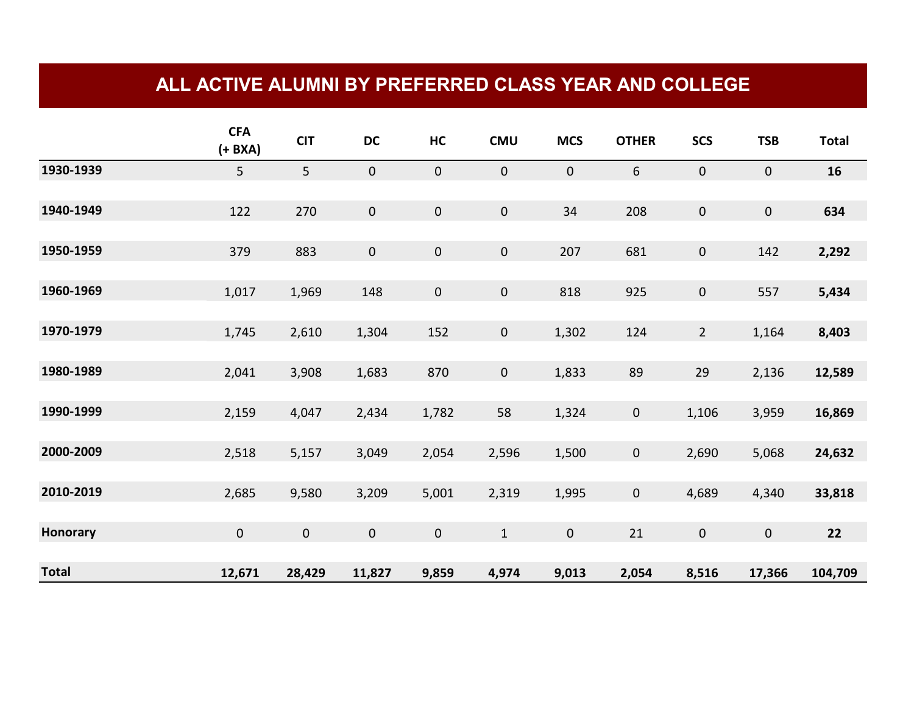# ALL ACTIVE ALUMNI BY PREFERRED CLASS YEAR AND COLLEGE

| | CFA (+ BXA) | CIT | DC | HC | CMU | MCS | OTHER | SCS | TSB | Total |
|---|---|---|---|---|---|---|---|---|---|---|
| **1930-1939** | 5 | 5 | 0 | 0 | 0 | 0 | 6 | 0 | 0 | **16** |
| **1940-1949** | 122 | 270 | 0 | 0 | 0 | 34 | 208 | 0 | 0 | **634** |
| **1950-1959** | 379 | 883 | 0 | 0 | 0 | 207 | 681 | 0 | 142 | **2,292** |
| **1960-1969** | 1,017 | 1,969 | 148 | 0 | 0 | 818 | 925 | 0 | 557 | **5,434** |
| **1970-1979** | 1,745 | 2,610 | 1,304 | 152 | 0 | 1,302 | 124 | 2 | 1,164 | **8,403** |
| **1980-1989** | 2,041 | 3,908 | 1,683 | 870 | 0 | 1,833 | 89 | 29 | 2,136 | **12,589** |
| **1990-1999** | 2,159 | 4,047 | 2,434 | 1,782 | 58 | 1,324 | 0 | 1,106 | 3,959 | **16,869** |
| **2000-2009** | 2,518 | 5,157 | 3,049 | 2,054 | 2,596 | 1,500 | 0 | 2,690 | 5,068 | **24,632** |
| **2010-2019** | 2,685 | 9,580 | 3,209 | 5,001 | 2,319 | 1,995 | 0 | 4,689 | 4,340 | **33,818** |
| **Honorary** | 0 | 0 | 0 | 0 | 1 | 0 | 21 | 0 | 0 | **22** |
| **Total** | **12,671** | **28,429** | **11,827** | **9,859** | **4,974** | **9,013** | **2,054** | **8,516** | **17,366** | **104,709** |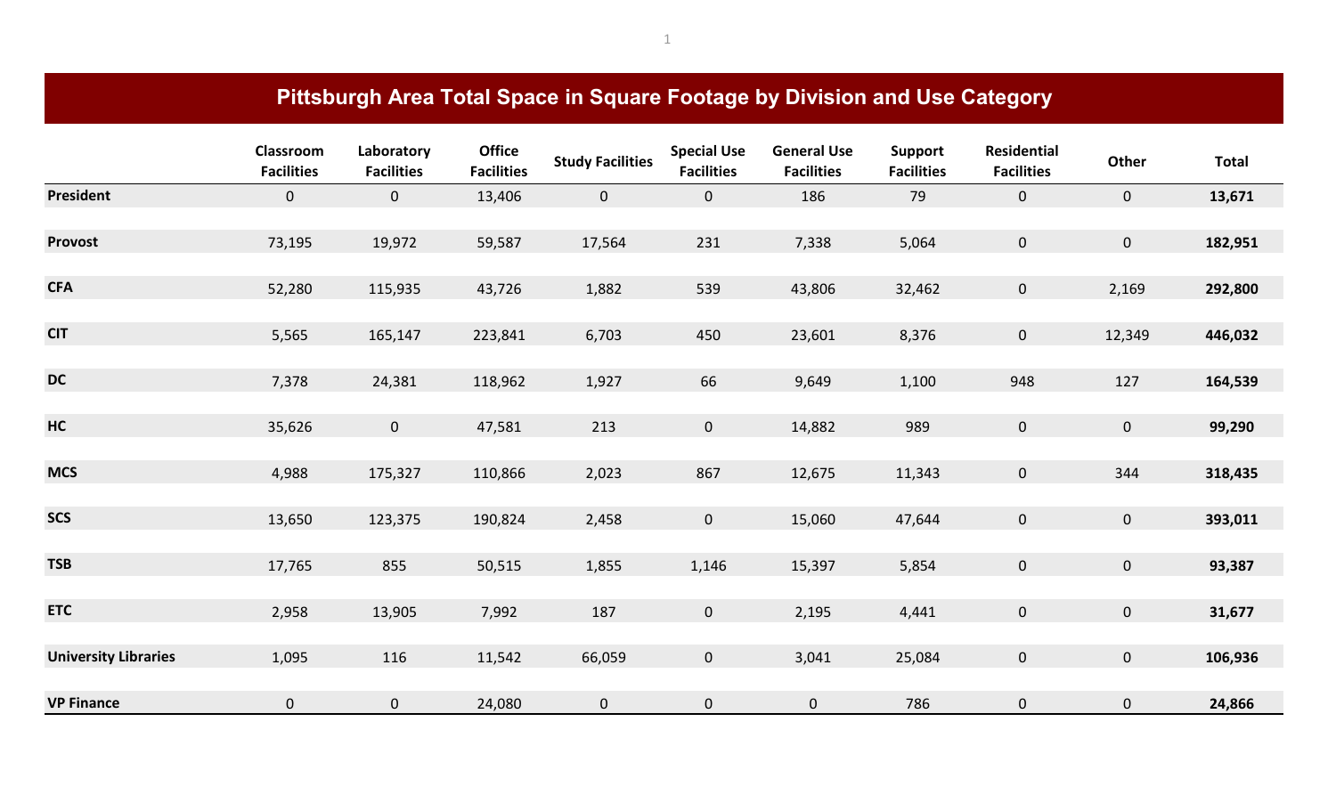# Pittsburgh Area Total Space in Square Footage by Division and Use Category

| | Classroom Facilities | Laboratory Facilities | Office Facilities | Study Facilities | Special Use Facilities | General Use Facilities | Support Facilities | Residential Facilities | Other | Total |
|---|---|---|---|---|---|---|---|---|---|---|
| **President** | 0 | 0 | 13,406 | 0 | 0 | 186 | 79 | 0 | 0 | **13,671** |
| **Provost** | 73,195 | 19,972 | 59,587 | 17,564 | 231 | 7,338 | 5,064 | 0 | 0 | **182,951** |
| **CFA** | 52,280 | 115,935 | 43,726 | 1,882 | 539 | 43,806 | 32,462 | 0 | 2,169 | **292,800** |
| **CIT** | 5,565 | 165,147 | 223,841 | 6,703 | 450 | 23,601 | 8,376 | 0 | 12,349 | **446,032** |
| **DC** | 7,378 | 24,381 | 118,962 | 1,927 | 66 | 9,649 | 1,100 | 948 | 127 | **164,539** |
| **HC** | 35,626 | 0 | 47,581 | 213 | 0 | 14,882 | 989 | 0 | 0 | **99,290** |
| **MCS** | 4,988 | 175,327 | 110,866 | 2,023 | 867 | 12,675 | 11,343 | 0 | 344 | **318,435** |
| **SCS** | 13,650 | 123,375 | 190,824 | 2,458 | 0 | 15,060 | 47,644 | 0 | 0 | **393,011** |
| **TSB** | 17,765 | 855 | 50,515 | 1,855 | 1,146 | 15,397 | 5,854 | 0 | 0 | **93,387** |
| **ETC** | 2,958 | 13,905 | 7,992 | 187 | 0 | 2,195 | 4,441 | 0 | 0 | **31,677** |
| **University Libraries** | 1,095 | 116 | 11,542 | 66,059 | 0 | 3,041 | 25,084 | 0 | 0 | **106,936** |
| **VP Finance** | 0 | 0 | 24,080 | 0 | 0 | 0 | 786 | 0 | 0 | **24,866** |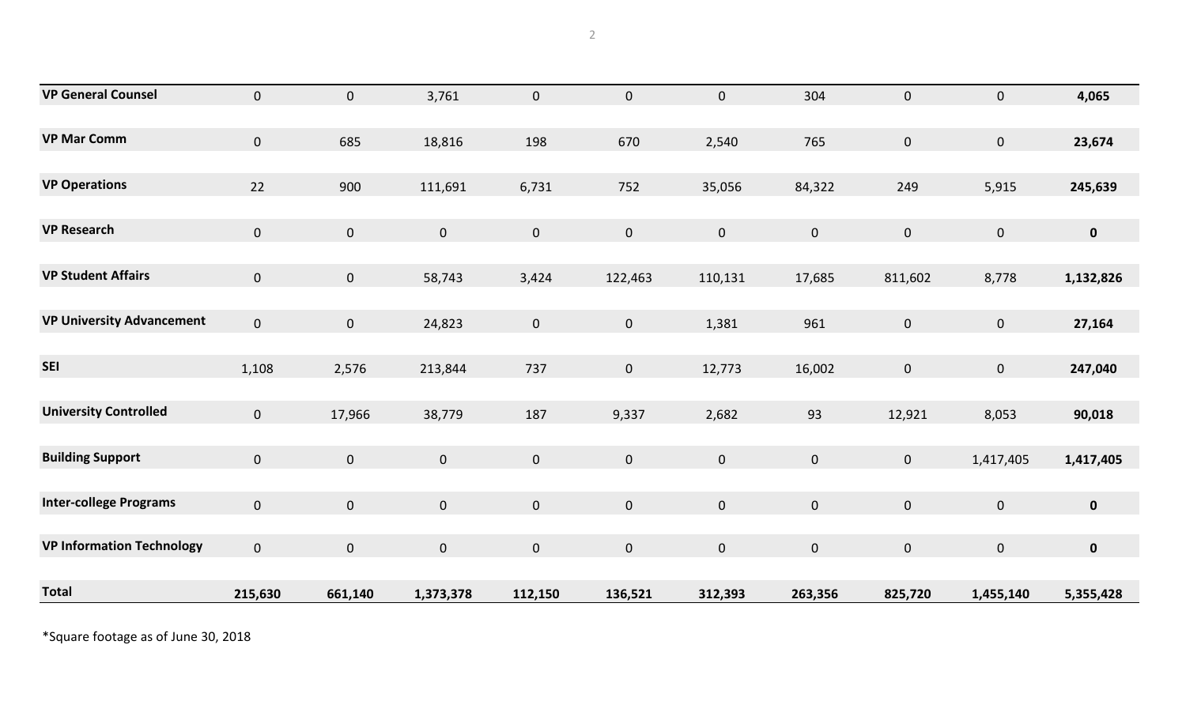| | | | | | | | | | | |
|---|---|---|---|---|---|---|---|---|---|---|
| **VP General Counsel** | 0 | 0 | 3,761 | 0 | 0 | 0 | 304 | 0 | 0 | **4,065** |
| **VP Mar Comm** | 0 | 685 | 18,816 | 198 | 670 | 2,540 | 765 | 0 | 0 | **23,674** |
| **VP Operations** | 22 | 900 | 111,691 | 6,731 | 752 | 35,056 | 84,322 | 249 | 5,915 | **245,639** |
| **VP Research** | 0 | 0 | 0 | 0 | 0 | 0 | 0 | 0 | 0 | **0** |
| **VP Student Affairs** | 0 | 0 | 58,743 | 3,424 | 122,463 | 110,131 | 17,685 | 811,602 | 8,778 | **1,132,826** |
| **VP University Advancement** | 0 | 0 | 24,823 | 0 | 0 | 1,381 | 961 | 0 | 0 | **27,164** |
| **SEI** | 1,108 | 2,576 | 213,844 | 737 | 0 | 12,773 | 16,002 | 0 | 0 | **247,040** |
| **University Controlled** | 0 | 17,966 | 38,779 | 187 | 9,337 | 2,682 | 93 | 12,921 | 8,053 | **90,018** |
| **Building Support** | 0 | 0 | 0 | 0 | 0 | 0 | 0 | 0 | 1,417,405 | **1,417,405** |
| **Inter-college Programs** | 0 | 0 | 0 | 0 | 0 | 0 | 0 | 0 | 0 | **0** |
| **VP Information Technology** | 0 | 0 | 0 | 0 | 0 | 0 | 0 | 0 | 0 | **0** |
| **Total** | **215,630** | **661,140** | **1,373,378** | **112,150** | **136,521** | **312,393** | **263,356** | **825,720** | **1,455,140** | **5,355,428** |

*Square footage as of June 30, 2018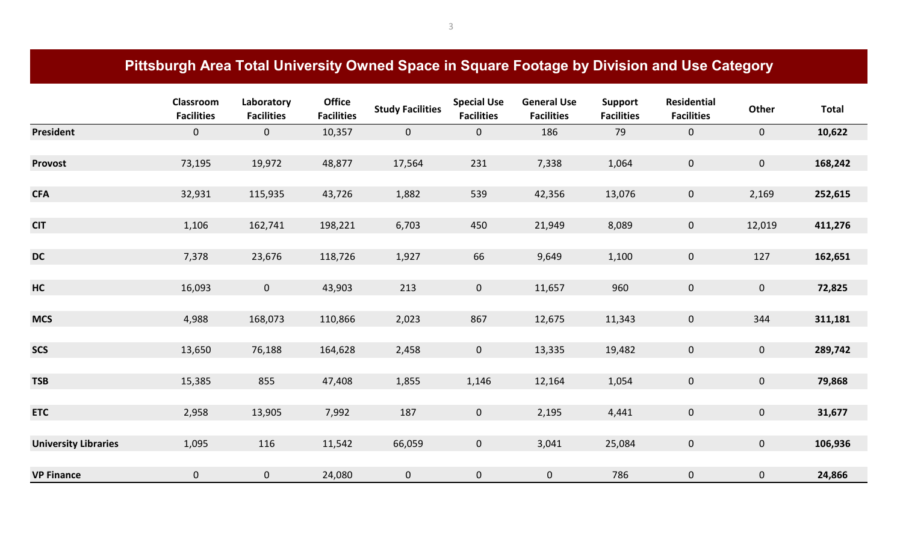## Pittsburgh Area Total University Owned Space in Square Footage by Division and Use Category

| | Classroom Facilities | Laboratory Facilities | Office Facilities | Study Facilities | Special Use Facilities | General Use Facilities | Support Facilities | Residential Facilities | Other | Total |
|---|---|---|---|---|---|---|---|---|---|---|
| **President** | 0 | 0 | 10,357 | 0 | 0 | 186 | 79 | 0 | 0 | **10,622** |
| **Provost** | 73,195 | 19,972 | 48,877 | 17,564 | 231 | 7,338 | 1,064 | 0 | 0 | **168,242** |
| **CFA** | 32,931 | 115,935 | 43,726 | 1,882 | 539 | 42,356 | 13,076 | 0 | 2,169 | **252,615** |
| **CIT** | 1,106 | 162,741 | 198,221 | 6,703 | 450 | 21,949 | 8,089 | 0 | 12,019 | **411,276** |
| **DC** | 7,378 | 23,676 | 118,726 | 1,927 | 66 | 9,649 | 1,100 | 0 | 127 | **162,651** |
| **HC** | 16,093 | 0 | 43,903 | 213 | 0 | 11,657 | 960 | 0 | 0 | **72,825** |
| **MCS** | 4,988 | 168,073 | 110,866 | 2,023 | 867 | 12,675 | 11,343 | 0 | 344 | **311,181** |
| **SCS** | 13,650 | 76,188 | 164,628 | 2,458 | 0 | 13,335 | 19,482 | 0 | 0 | **289,742** |
| **TSB** | 15,385 | 855 | 47,408 | 1,855 | 1,146 | 12,164 | 1,054 | 0 | 0 | **79,868** |
| **ETC** | 2,958 | 13,905 | 7,992 | 187 | 0 | 2,195 | 4,441 | 0 | 0 | **31,677** |
| **University Libraries** | 1,095 | 116 | 11,542 | 66,059 | 0 | 3,041 | 25,084 | 0 | 0 | **106,936** |
| **VP Finance** | 0 | 0 | 24,080 | 0 | 0 | 0 | 786 | 0 | 0 | **24,866** |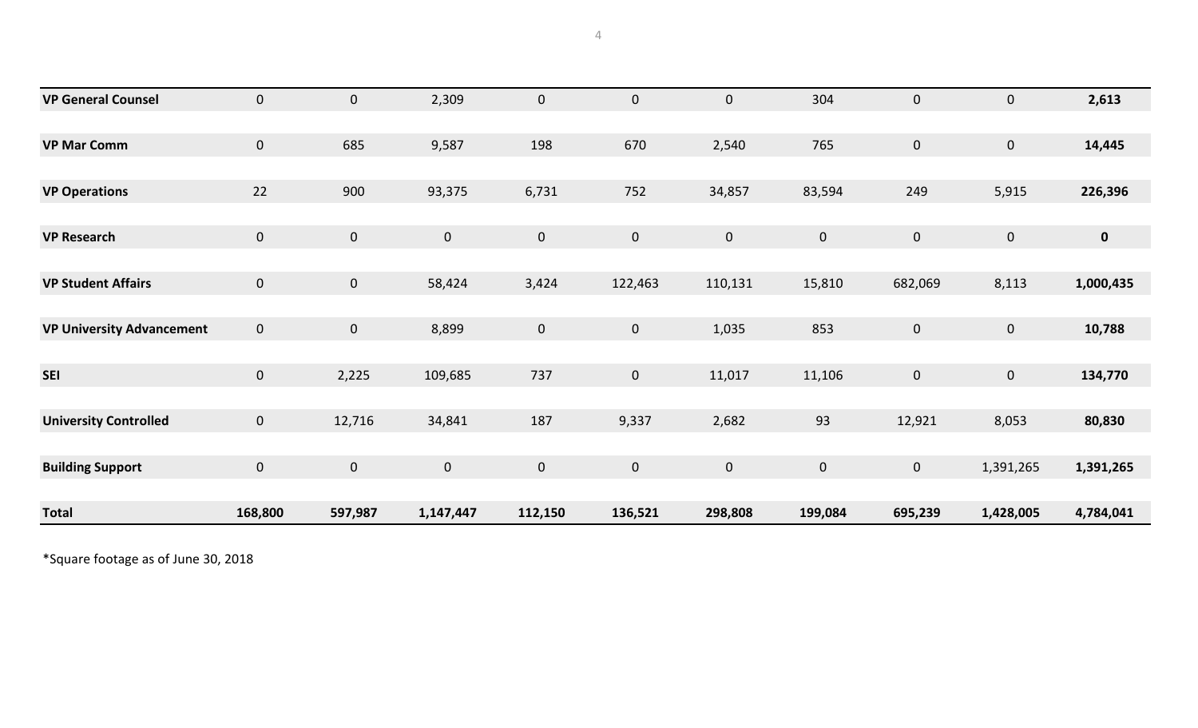| | | | | | | | | | | |
|---|---|---|---|---|---|---|---|---|---|---|
| **VP General Counsel** | 0 | 0 | 2,309 | 0 | 0 | 0 | 304 | 0 | 0 | **2,613** |
| **VP Mar Comm** | 0 | 685 | 9,587 | 198 | 670 | 2,540 | 765 | 0 | 0 | **14,445** |
| **VP Operations** | 22 | 900 | 93,375 | 6,731 | 752 | 34,857 | 83,594 | 249 | 5,915 | **226,396** |
| **VP Research** | 0 | 0 | 0 | 0 | 0 | 0 | 0 | 0 | 0 | **0** |
| **VP Student Affairs** | 0 | 0 | 58,424 | 3,424 | 122,463 | 110,131 | 15,810 | 682,069 | 8,113 | **1,000,435** |
| **VP University Advancement** | 0 | 0 | 8,899 | 0 | 0 | 1,035 | 853 | 0 | 0 | **10,788** |
| **SEI** | 0 | 2,225 | 109,685 | 737 | 0 | 11,017 | 11,106 | 0 | 0 | **134,770** |
| **University Controlled** | 0 | 12,716 | 34,841 | 187 | 9,337 | 2,682 | 93 | 12,921 | 8,053 | **80,830** |
| **Building Support** | 0 | 0 | 0 | 0 | 0 | 0 | 0 | 0 | 1,391,265 | **1,391,265** |
| **Total** | **168,800** | **597,987** | **1,147,447** | **112,150** | **136,521** | **298,808** | **199,084** | **695,239** | **1,428,005** | **4,784,041** |

*Square footage as of June 30, 2018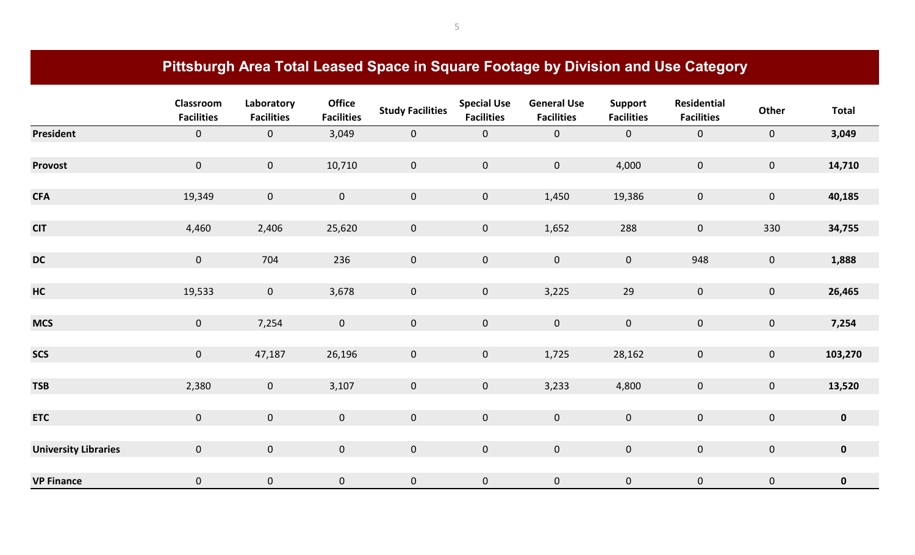## Pittsburgh Area Total Leased Space in Square Footage by Division and Use Category

| | Classroom Facilities | Laboratory Facilities | Office Facilities | Study Facilities | Special Use Facilities | General Use Facilities | Support Facilities | Residential Facilities | Other | Total |
|---|---|---|---|---|---|---|---|---|---|---|
| **President** | 0 | 0 | 3,049 | 0 | 0 | 0 | 0 | 0 | 0 | **3,049** |
| **Provost** | 0 | 0 | 10,710 | 0 | 0 | 0 | 4,000 | 0 | 0 | **14,710** |
| **CFA** | 19,349 | 0 | 0 | 0 | 0 | 1,450 | 19,386 | 0 | 0 | **40,185** |
| **CIT** | 4,460 | 2,406 | 25,620 | 0 | 0 | 1,652 | 288 | 0 | 330 | **34,755** |
| **DC** | 0 | 704 | 236 | 0 | 0 | 0 | 0 | 948 | 0 | **1,888** |
| **HC** | 19,533 | 0 | 3,678 | 0 | 0 | 3,225 | 29 | 0 | 0 | **26,465** |
| **MCS** | 0 | 7,254 | 0 | 0 | 0 | 0 | 0 | 0 | 0 | **7,254** |
| **SCS** | 0 | 47,187 | 26,196 | 0 | 0 | 1,725 | 28,162 | 0 | 0 | **103,270** |
| **TSB** | 2,380 | 0 | 3,107 | 0 | 0 | 3,233 | 4,800 | 0 | 0 | **13,520** |
| **ETC** | 0 | 0 | 0 | 0 | 0 | 0 | 0 | 0 | 0 | **0** |
| **University Libraries** | 0 | 0 | 0 | 0 | 0 | 0 | 0 | 0 | 0 | **0** |
| **VP Finance** | 0 | 0 | 0 | 0 | 0 | 0 | 0 | 0 | 0 | **0** |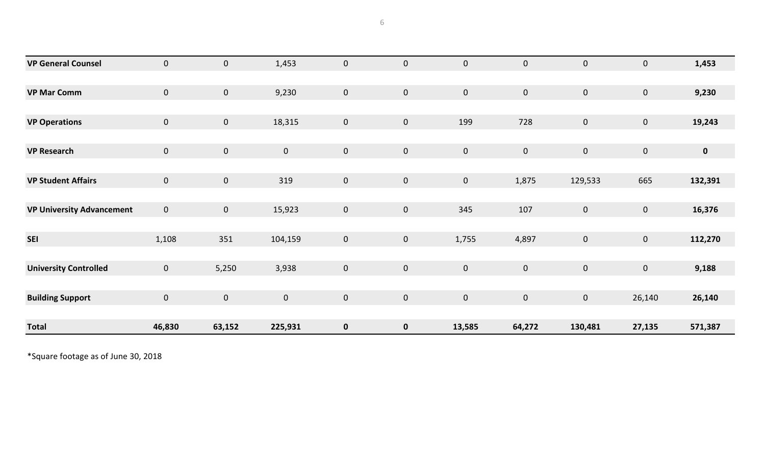| | | | | | | | | | | |
|---|---|---|---|---|---|---|---|---|---|---|
| **VP General Counsel** | 0 | 0 | 1,453 | 0 | 0 | 0 | 0 | 0 | 0 | **1,453** |
| **VP Mar Comm** | 0 | 0 | 9,230 | 0 | 0 | 0 | 0 | 0 | 0 | **9,230** |
| **VP Operations** | 0 | 0 | 18,315 | 0 | 0 | 199 | 728 | 0 | 0 | **19,243** |
| **VP Research** | 0 | 0 | 0 | 0 | 0 | 0 | 0 | 0 | 0 | **0** |
| **VP Student Affairs** | 0 | 0 | 319 | 0 | 0 | 0 | 1,875 | 129,533 | 665 | **132,391** |
| **VP University Advancement** | 0 | 0 | 15,923 | 0 | 0 | 345 | 107 | 0 | 0 | **16,376** |
| **SEI** | 1,108 | 351 | 104,159 | 0 | 0 | 1,755 | 4,897 | 0 | 0 | **112,270** |
| **University Controlled** | 0 | 5,250 | 3,938 | 0 | 0 | 0 | 0 | 0 | 0 | **9,188** |
| **Building Support** | 0 | 0 | 0 | 0 | 0 | 0 | 0 | 0 | 26,140 | **26,140** |
| **Total** | **46,830** | **63,152** | **225,931** | **0** | **0** | **13,585** | **64,272** | **130,481** | **27,135** | **571,387** |

*Square footage as of June 30, 2018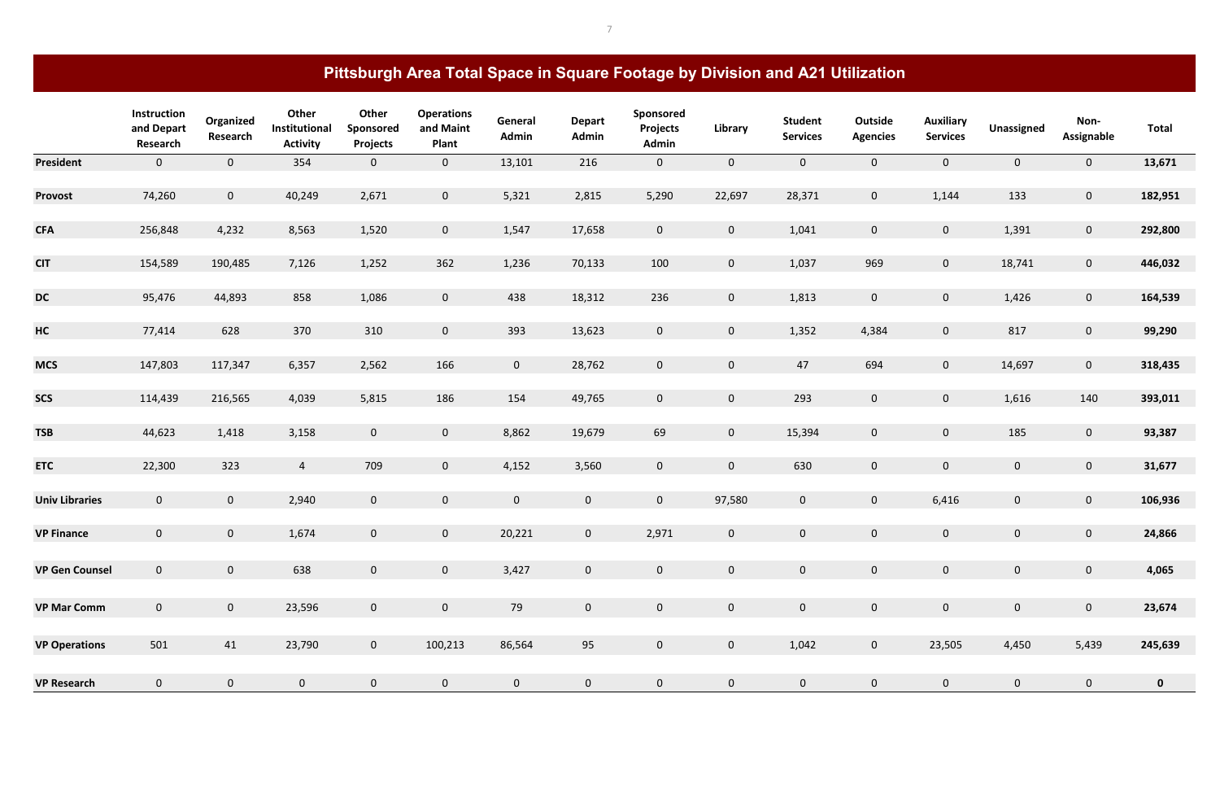## Pittsburgh Area Total Space in Square Footage by Division and A21 Utilization

| | Instruction and Depart Research | Organized Research | Other Institutional Activity | Other Sponsored Projects | Operations and Maint Plant | General Admin | Depart Admin | Sponsored Projects Admin | Library | Student Services | Outside Agencies | Auxiliary Services | Unassigned | Non-Assignable | Total |
|---|---|---|---|---|---|---|---|---|---|---|---|---|---|---|---|
| **President** | 0 | 0 | 354 | 0 | 0 | 13,101 | 216 | 0 | 0 | 0 | 0 | 0 | 0 | 0 | **13,671** |
| **Provost** | 74,260 | 0 | 40,249 | 2,671 | 0 | 5,321 | 2,815 | 5,290 | 22,697 | 28,371 | 0 | 1,144 | 133 | 0 | **182,951** |
| **CFA** | 256,848 | 4,232 | 8,563 | 1,520 | 0 | 1,547 | 17,658 | 0 | 0 | 1,041 | 0 | 0 | 1,391 | 0 | **292,800** |
| **CIT** | 154,589 | 190,485 | 7,126 | 1,252 | 362 | 1,236 | 70,133 | 100 | 0 | 1,037 | 969 | 0 | 18,741 | 0 | **446,032** |
| **DC** | 95,476 | 44,893 | 858 | 1,086 | 0 | 438 | 18,312 | 236 | 0 | 1,813 | 0 | 0 | 1,426 | 0 | **164,539** |
| **HC** | 77,414 | 628 | 370 | 310 | 0 | 393 | 13,623 | 0 | 0 | 1,352 | 4,384 | 0 | 817 | 0 | **99,290** |
| **MCS** | 147,803 | 117,347 | 6,357 | 2,562 | 166 | 0 | 28,762 | 0 | 0 | 47 | 694 | 0 | 14,697 | 0 | **318,435** |
| **SCS** | 114,439 | 216,565 | 4,039 | 5,815 | 186 | 154 | 49,765 | 0 | 0 | 293 | 0 | 0 | 1,616 | 140 | **393,011** |
| **TSB** | 44,623 | 1,418 | 3,158 | 0 | 0 | 8,862 | 19,679 | 69 | 0 | 15,394 | 0 | 0 | 185 | 0 | **93,387** |
| **ETC** | 22,300 | 323 | 4 | 709 | 0 | 4,152 | 3,560 | 0 | 0 | 630 | 0 | 0 | 0 | 0 | **31,677** |
| **Univ Libraries** | 0 | 0 | 2,940 | 0 | 0 | 0 | 0 | 0 | 97,580 | 0 | 0 | 6,416 | 0 | 0 | **106,936** |
| **VP Finance** | 0 | 0 | 1,674 | 0 | 0 | 20,221 | 0 | 2,971 | 0 | 0 | 0 | 0 | 0 | 0 | **24,866** |
| **VP Gen Counsel** | 0 | 0 | 638 | 0 | 0 | 3,427 | 0 | 0 | 0 | 0 | 0 | 0 | 0 | 0 | **4,065** |
| **VP Mar Comm** | 0 | 0 | 23,596 | 0 | 0 | 79 | 0 | 0 | 0 | 0 | 0 | 0 | 0 | 0 | **23,674** |
| **VP Operations** | 501 | 41 | 23,790 | 0 | 100,213 | 86,564 | 95 | 0 | 0 | 1,042 | 0 | 23,505 | 4,450 | 5,439 | **245,639** |
| **VP Research** | 0 | 0 | 0 | 0 | 0 | 0 | 0 | 0 | 0 | 0 | 0 | 0 | 0 | 0 | **0** |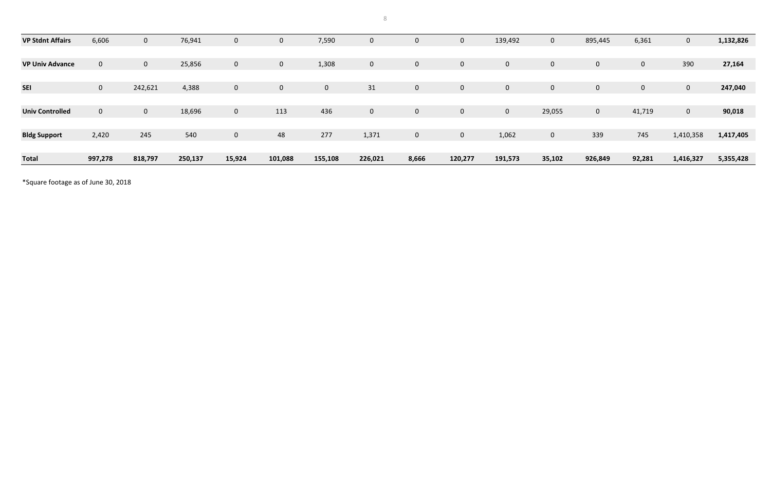| VP Stdnt Affairs | 6,606 | 0 | 76,941 | 0 | 0 | 7,590 | 0 | 0 | 0 | 139,492 | 0 | 895,445 | 6,361 | 0 | 1,132,826 |
|---|---|---|---|---|---|---|---|---|---|---|---|---|---|---|---|
| **VP Univ Advance** | 0 | 0 | 25,856 | 0 | 0 | 1,308 | 0 | 0 | 0 | 0 | 0 | 0 | 0 | 390 | **27,164** |
| **SEI** | 0 | 242,621 | 4,388 | 0 | 0 | 0 | 31 | 0 | 0 | 0 | 0 | 0 | 0 | 0 | **247,040** |
| **Univ Controlled** | 0 | 0 | 18,696 | 0 | 113 | 436 | 0 | 0 | 0 | 0 | 29,055 | 0 | 41,719 | 0 | **90,018** |
| **Bldg Support** | 2,420 | 245 | 540 | 0 | 48 | 277 | 1,371 | 0 | 0 | 1,062 | 0 | 339 | 745 | 1,410,358 | **1,417,405** |
| **Total** | **997,278** | **818,797** | **250,137** | **15,924** | **101,088** | **155,108** | **226,021** | **8,666** | **120,277** | **191,573** | **35,102** | **926,849** | **92,281** | **1,416,327** | **5,355,428** |

*Square footage as of June 30, 2018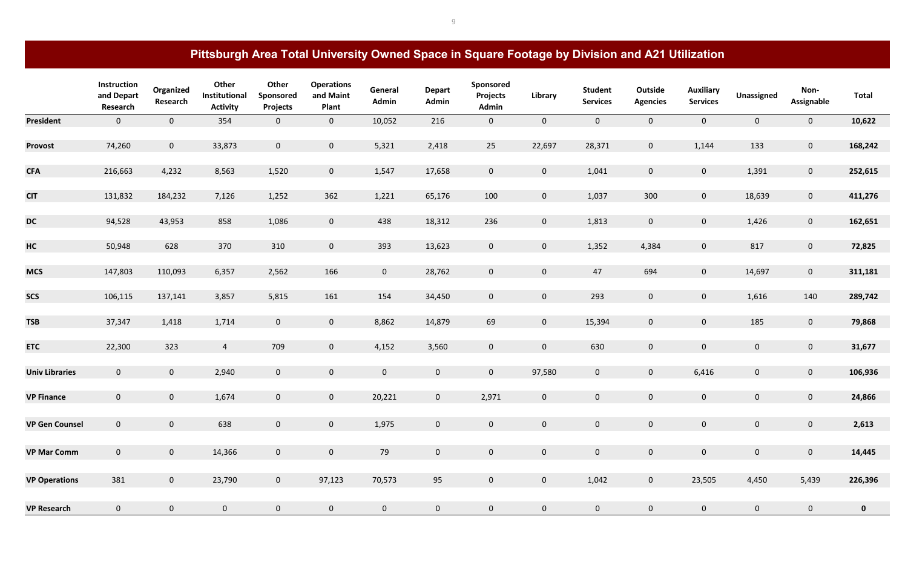# Pittsburgh Area Total University Owned Space in Square Footage by Division and A21 Utilization

| | Instruction and Depart Research | Organized Research | Other Institutional Activity | Other Sponsored Projects | Operations and Maint Plant | General Admin | Depart Admin | Sponsored Projects Admin | Library | Student Services | Outside Agencies | Auxiliary Services | Unassigned | Non-Assignable | Total |
|---|---|---|---|---|---|---|---|---|---|---|---|---|---|---|---|
| **President** | 0 | 0 | 354 | 0 | 0 | 10,052 | 216 | 0 | 0 | 0 | 0 | 0 | 0 | 0 | **10,622** |
| **Provost** | 74,260 | 0 | 33,873 | 0 | 0 | 5,321 | 2,418 | 25 | 22,697 | 28,371 | 0 | 1,144 | 133 | 0 | **168,242** |
| **CFA** | 216,663 | 4,232 | 8,563 | 1,520 | 0 | 1,547 | 17,658 | 0 | 0 | 1,041 | 0 | 0 | 1,391 | 0 | **252,615** |
| **CIT** | 131,832 | 184,232 | 7,126 | 1,252 | 362 | 1,221 | 65,176 | 100 | 0 | 1,037 | 300 | 0 | 18,639 | 0 | **411,276** |
| **DC** | 94,528 | 43,953 | 858 | 1,086 | 0 | 438 | 18,312 | 236 | 0 | 1,813 | 0 | 0 | 1,426 | 0 | **162,651** |
| **HC** | 50,948 | 628 | 370 | 310 | 0 | 393 | 13,623 | 0 | 0 | 1,352 | 4,384 | 0 | 817 | 0 | **72,825** |
| **MCS** | 147,803 | 110,093 | 6,357 | 2,562 | 166 | 0 | 28,762 | 0 | 0 | 47 | 694 | 0 | 14,697 | 0 | **311,181** |
| **SCS** | 106,115 | 137,141 | 3,857 | 5,815 | 161 | 154 | 34,450 | 0 | 0 | 293 | 0 | 0 | 1,616 | 140 | **289,742** |
| **TSB** | 37,347 | 1,418 | 1,714 | 0 | 0 | 8,862 | 14,879 | 69 | 0 | 15,394 | 0 | 0 | 185 | 0 | **79,868** |
| **ETC** | 22,300 | 323 | 4 | 709 | 0 | 4,152 | 3,560 | 0 | 0 | 630 | 0 | 0 | 0 | 0 | **31,677** |
| **Univ Libraries** | 0 | 0 | 2,940 | 0 | 0 | 0 | 0 | 0 | 97,580 | 0 | 0 | 6,416 | 0 | 0 | **106,936** |
| **VP Finance** | 0 | 0 | 1,674 | 0 | 0 | 20,221 | 0 | 2,971 | 0 | 0 | 0 | 0 | 0 | 0 | **24,866** |
| **VP Gen Counsel** | 0 | 0 | 638 | 0 | 0 | 1,975 | 0 | 0 | 0 | 0 | 0 | 0 | 0 | 0 | **2,613** |
| **VP Mar Comm** | 0 | 0 | 14,366 | 0 | 0 | 79 | 0 | 0 | 0 | 0 | 0 | 0 | 0 | 0 | **14,445** |
| **VP Operations** | 381 | 0 | 23,790 | 0 | 97,123 | 70,573 | 95 | 0 | 0 | 1,042 | 0 | 23,505 | 4,450 | 5,439 | **226,396** |
| **VP Research** | 0 | 0 | 0 | 0 | 0 | 0 | 0 | 0 | 0 | 0 | 0 | 0 | 0 | 0 | **0** |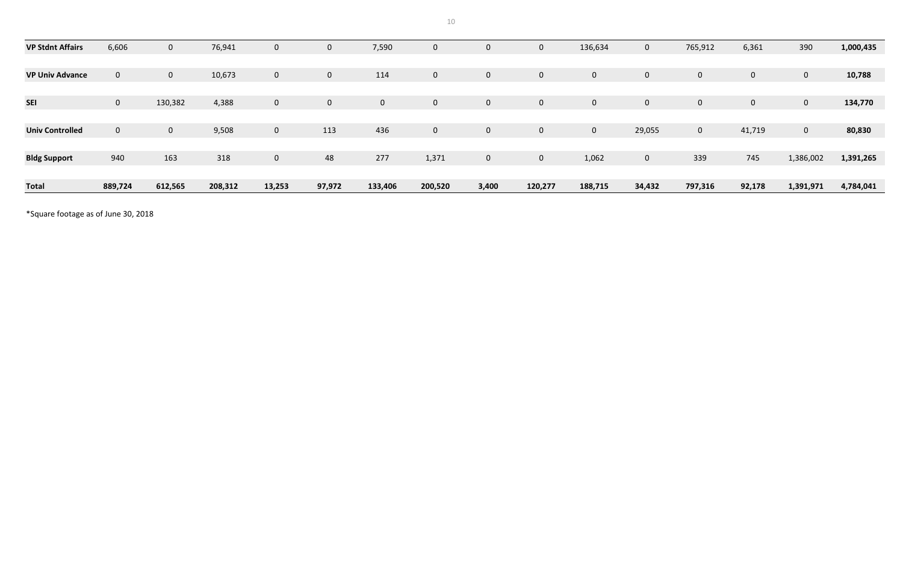| | | | | | | | | | | | | | | | |
|---|---|---|---|---|---|---|---|---|---|---|---|---|---|---|---|
| **VP Stdnt Affairs** | 6,606 | 0 | 76,941 | 0 | 0 | 7,590 | 0 | 0 | 0 | 136,634 | 0 | 765,912 | 6,361 | 390 | **1,000,435** |
| **VP Univ Advance** | 0 | 0 | 10,673 | 0 | 0 | 114 | 0 | 0 | 0 | 0 | 0 | 0 | 0 | 0 | **10,788** |
| **SEI** | 0 | 130,382 | 4,388 | 0 | 0 | 0 | 0 | 0 | 0 | 0 | 0 | 0 | 0 | 0 | **134,770** |
| **Univ Controlled** | 0 | 0 | 9,508 | 0 | 113 | 436 | 0 | 0 | 0 | 0 | 29,055 | 0 | 41,719 | 0 | **80,830** |
| **Bldg Support** | 940 | 163 | 318 | 0 | 48 | 277 | 1,371 | 0 | 0 | 1,062 | 0 | 339 | 745 | 1,386,002 | **1,391,265** |
| **Total** | **889,724** | **612,565** | **208,312** | **13,253** | **97,972** | **133,406** | **200,520** | **3,400** | **120,277** | **188,715** | **34,432** | **797,316** | **92,178** | **1,391,971** | **4,784,041** |

*Square footage as of June 30, 2018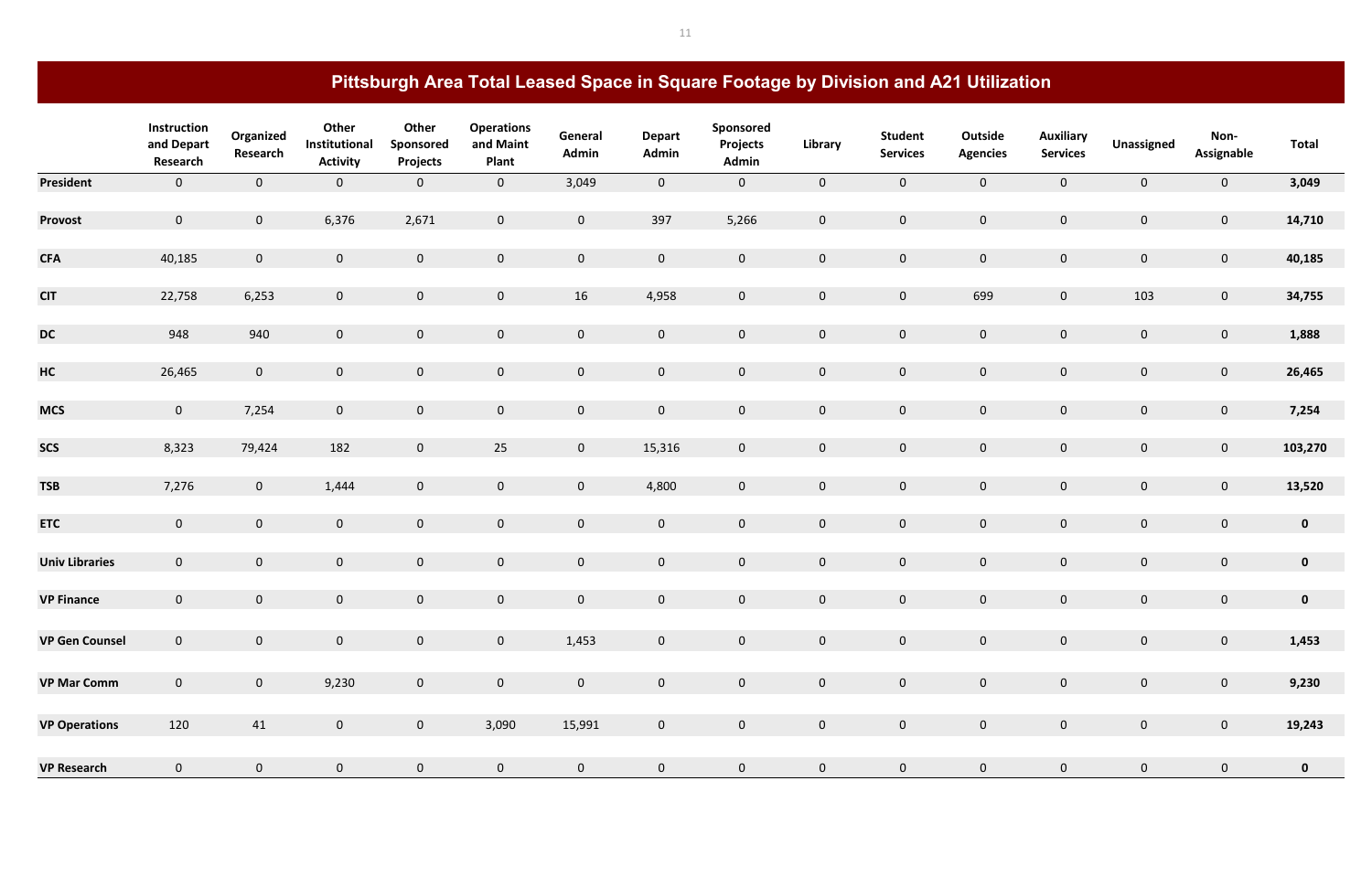# Pittsburgh Area Total Leased Space in Square Footage by Division and A21 Utilization

| | Instruction and Depart Research | Organized Research | Other Institutional Activity | Other Sponsored Projects | Operations and Maint Plant | General Admin | Depart Admin | Sponsored Projects Admin | Library | Student Services | Outside Agencies | Auxiliary Services | Unassigned | Non-Assignable | Total |
|---|---|---|---|---|---|---|---|---|---|---|---|---|---|---|---|
| **President** | 0 | 0 | 0 | 0 | 0 | 3,049 | 0 | 0 | 0 | 0 | 0 | 0 | 0 | 0 | **3,049** |
| **Provost** | 0 | 0 | 6,376 | 2,671 | 0 | 0 | 397 | 5,266 | 0 | 0 | 0 | 0 | 0 | 0 | **14,710** |
| **CFA** | 40,185 | 0 | 0 | 0 | 0 | 0 | 0 | 0 | 0 | 0 | 0 | 0 | 0 | 0 | **40,185** |
| **CIT** | 22,758 | 6,253 | 0 | 0 | 0 | 16 | 4,958 | 0 | 0 | 0 | 699 | 0 | 103 | 0 | **34,755** |
| **DC** | 948 | 940 | 0 | 0 | 0 | 0 | 0 | 0 | 0 | 0 | 0 | 0 | 0 | 0 | **1,888** |
| **HC** | 26,465 | 0 | 0 | 0 | 0 | 0 | 0 | 0 | 0 | 0 | 0 | 0 | 0 | 0 | **26,465** |
| **MCS** | 0 | 7,254 | 0 | 0 | 0 | 0 | 0 | 0 | 0 | 0 | 0 | 0 | 0 | 0 | **7,254** |
| **SCS** | 8,323 | 79,424 | 182 | 0 | 25 | 0 | 15,316 | 0 | 0 | 0 | 0 | 0 | 0 | 0 | **103,270** |
| **TSB** | 7,276 | 0 | 1,444 | 0 | 0 | 0 | 4,800 | 0 | 0 | 0 | 0 | 0 | 0 | 0 | **13,520** |
| **ETC** | 0 | 0 | 0 | 0 | 0 | 0 | 0 | 0 | 0 | 0 | 0 | 0 | 0 | 0 | **0** |
| **Univ Libraries** | 0 | 0 | 0 | 0 | 0 | 0 | 0 | 0 | 0 | 0 | 0 | 0 | 0 | 0 | **0** |
| **VP Finance** | 0 | 0 | 0 | 0 | 0 | 0 | 0 | 0 | 0 | 0 | 0 | 0 | 0 | 0 | **0** |
| **VP Gen Counsel** | 0 | 0 | 0 | 0 | 0 | 1,453 | 0 | 0 | 0 | 0 | 0 | 0 | 0 | 0 | **1,453** |
| **VP Mar Comm** | 0 | 0 | 9,230 | 0 | 0 | 0 | 0 | 0 | 0 | 0 | 0 | 0 | 0 | 0 | **9,230** |
| **VP Operations** | 120 | 41 | 0 | 0 | 3,090 | 15,991 | 0 | 0 | 0 | 0 | 0 | 0 | 0 | 0 | **19,243** |
| **VP Research** | 0 | 0 | 0 | 0 | 0 | 0 | 0 | 0 | 0 | 0 | 0 | 0 | 0 | 0 | **0** |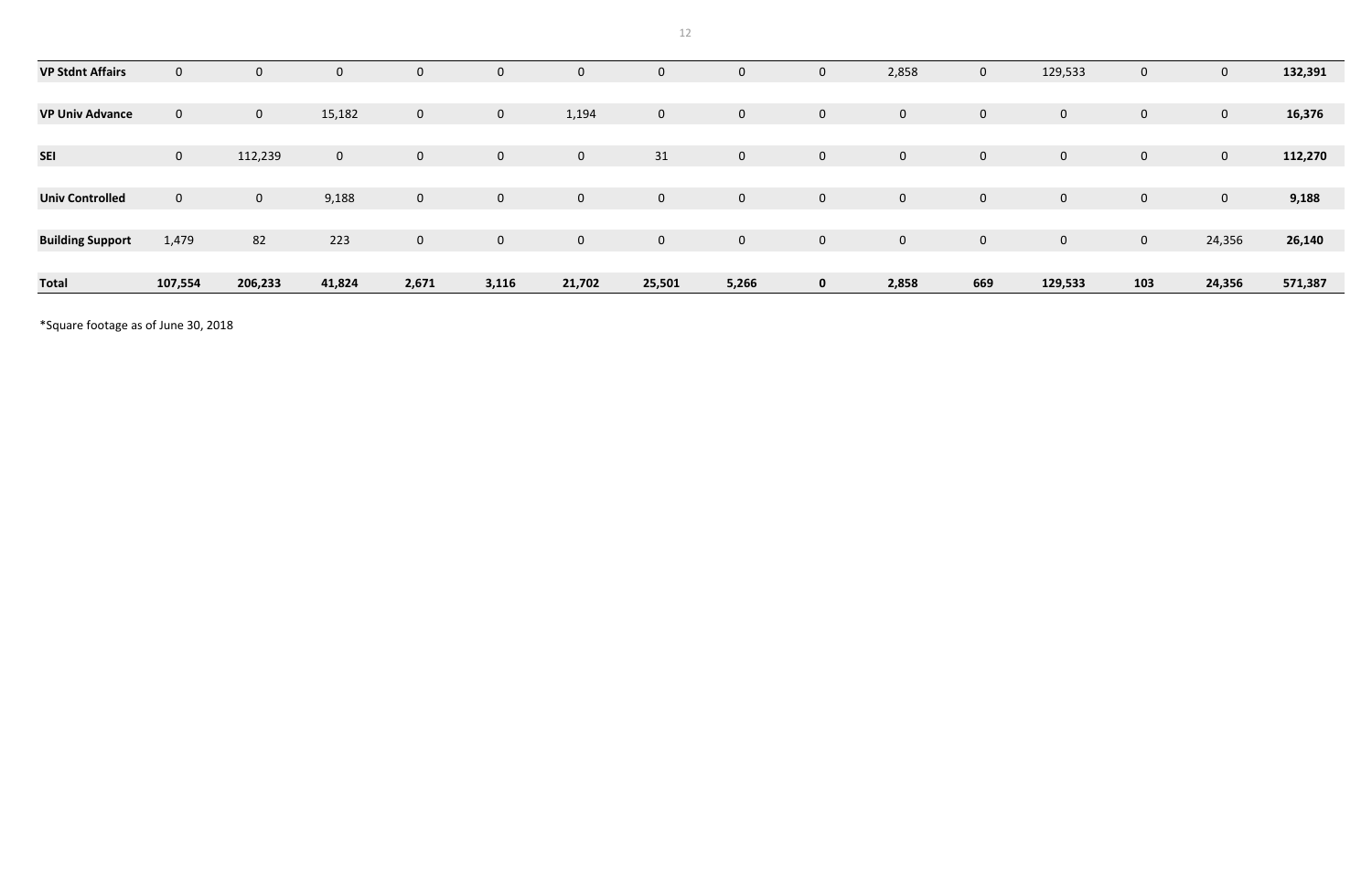| | | | | | | | | | | | | | | | |
|---|---|---|---|---|---|---|---|---|---|---|---|---|---|---|---|
| **VP Stdnt Affairs** | 0 | 0 | 0 | 0 | 0 | 0 | 0 | 0 | 0 | 2,858 | 0 | 129,533 | 0 | 0 | **132,391** |
| **VP Univ Advance** | 0 | 0 | 15,182 | 0 | 0 | 1,194 | 0 | 0 | 0 | 0 | 0 | 0 | 0 | 0 | **16,376** |
| **SEI** | 0 | 112,239 | 0 | 0 | 0 | 0 | 31 | 0 | 0 | 0 | 0 | 0 | 0 | 0 | **112,270** |
| **Univ Controlled** | 0 | 0 | 9,188 | 0 | 0 | 0 | 0 | 0 | 0 | 0 | 0 | 0 | 0 | 0 | **9,188** |
| **Building Support** | 1,479 | 82 | 223 | 0 | 0 | 0 | 0 | 0 | 0 | 0 | 0 | 0 | 0 | 24,356 | **26,140** |
| **Total** | **107,554** | **206,233** | **41,824** | **2,671** | **3,116** | **21,702** | **25,501** | **5,266** | **0** | **2,858** | **669** | **129,533** | **103** | **24,356** | **571,387** |

*Square footage as of June 30, 2018